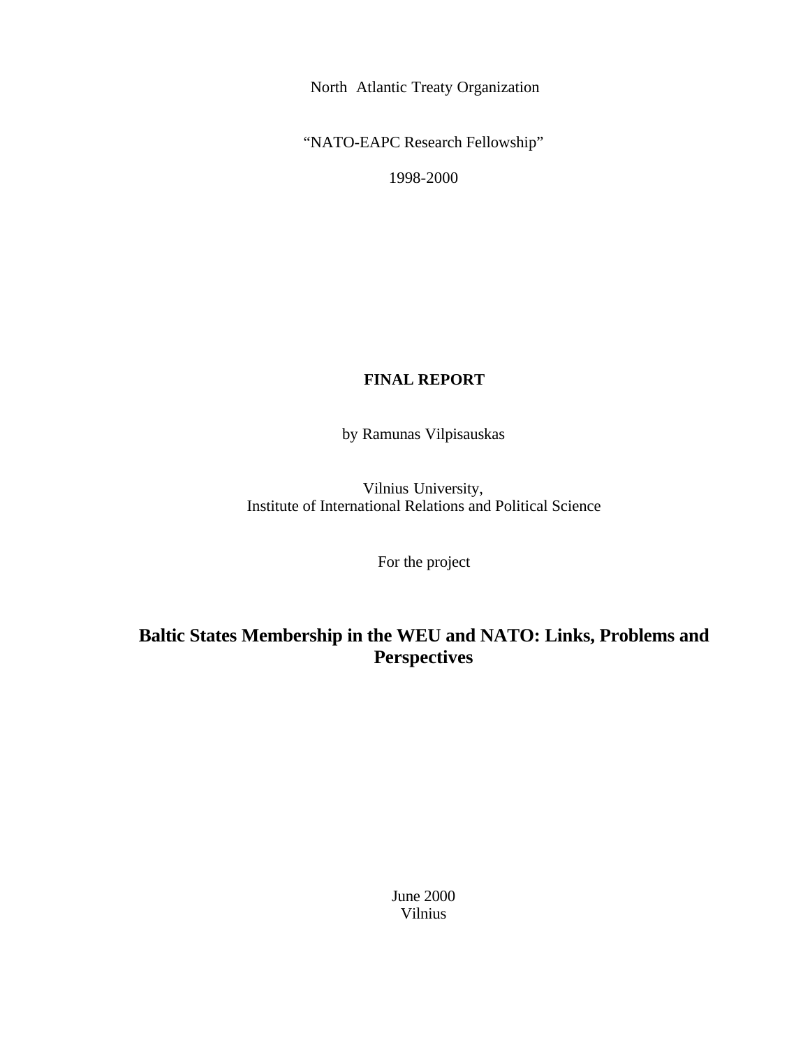North Atlantic Treaty Organization

"NATO-EAPC Research Fellowship"

1998-2000

**FINAL REPORT**

by Ramunas Vilpisauskas

Vilnius University,
Institute of International Relations and Political Science

For the project

# Baltic States Membership in the WEU and NATO: Links, Problems and Perspectives

June 2000
Vilnius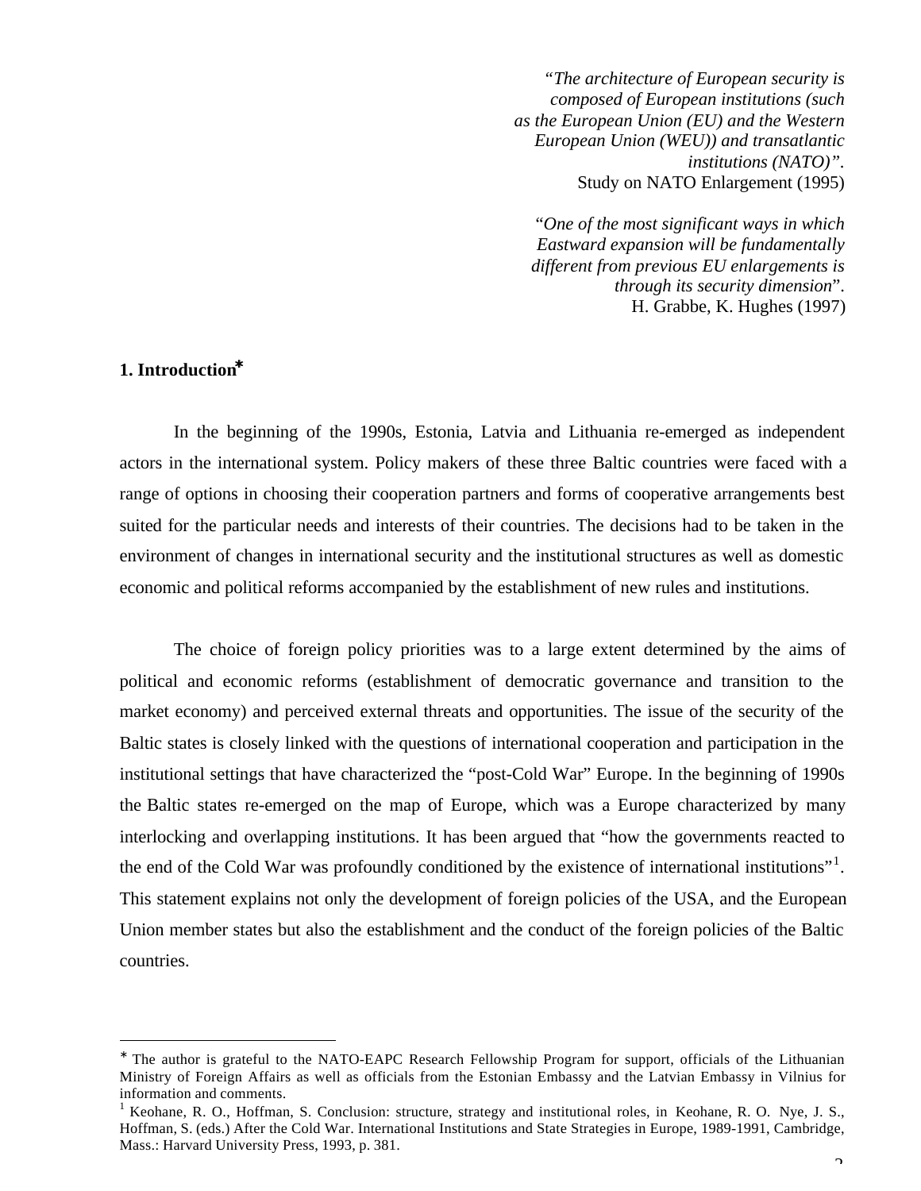*"The architecture of European security is composed of European institutions (such as the European Union (EU) and the Western European Union (WEU)) and transatlantic institutions (NATO)"*.
Study on NATO Enlargement (1995)

*"One of the most significant ways in which Eastward expansion will be fundamentally different from previous EU enlargements is through its security dimension*".
H. Grabbe, K. Hughes (1997)

## 1. Introduction*

In the beginning of the 1990s, Estonia, Latvia and Lithuania re-emerged as independent actors in the international system. Policy makers of these three Baltic countries were faced with a range of options in choosing their cooperation partners and forms of cooperative arrangements best suited for the particular needs and interests of their countries. The decisions had to be taken in the environment of changes in international security and the institutional structures as well as domestic economic and political reforms accompanied by the establishment of new rules and institutions.

The choice of foreign policy priorities was to a large extent determined by the aims of political and economic reforms (establishment of democratic governance and transition to the market economy) and perceived external threats and opportunities. The issue of the security of the Baltic states is closely linked with the questions of international cooperation and participation in the institutional settings that have characterized the "post-Cold War" Europe. In the beginning of 1990s the Baltic states re-emerged on the map of Europe, which was a Europe characterized by many interlocking and overlapping institutions. It has been argued that "how the governments reacted to the end of the Cold War was profoundly conditioned by the existence of international institutions"[1]. This statement explains not only the development of foreign policies of the USA, and the European Union member states but also the establishment and the conduct of the foreign policies of the Baltic countries.

---

\* The author is grateful to the NATO-EAPC Research Fellowship Program for support, officials of the Lithuanian Ministry of Foreign Affairs as well as officials from the Estonian Embassy and the Latvian Embassy in Vilnius for information and comments.

[1] Keohane, R. O., Hoffman, S. Conclusion: structure, strategy and institutional roles, in Keohane, R. O. Nye, J. S., Hoffman, S. (eds.) After the Cold War. International Institutions and State Strategies in Europe, 1989-1991, Cambridge, Mass.: Harvard University Press, 1993, p. 381.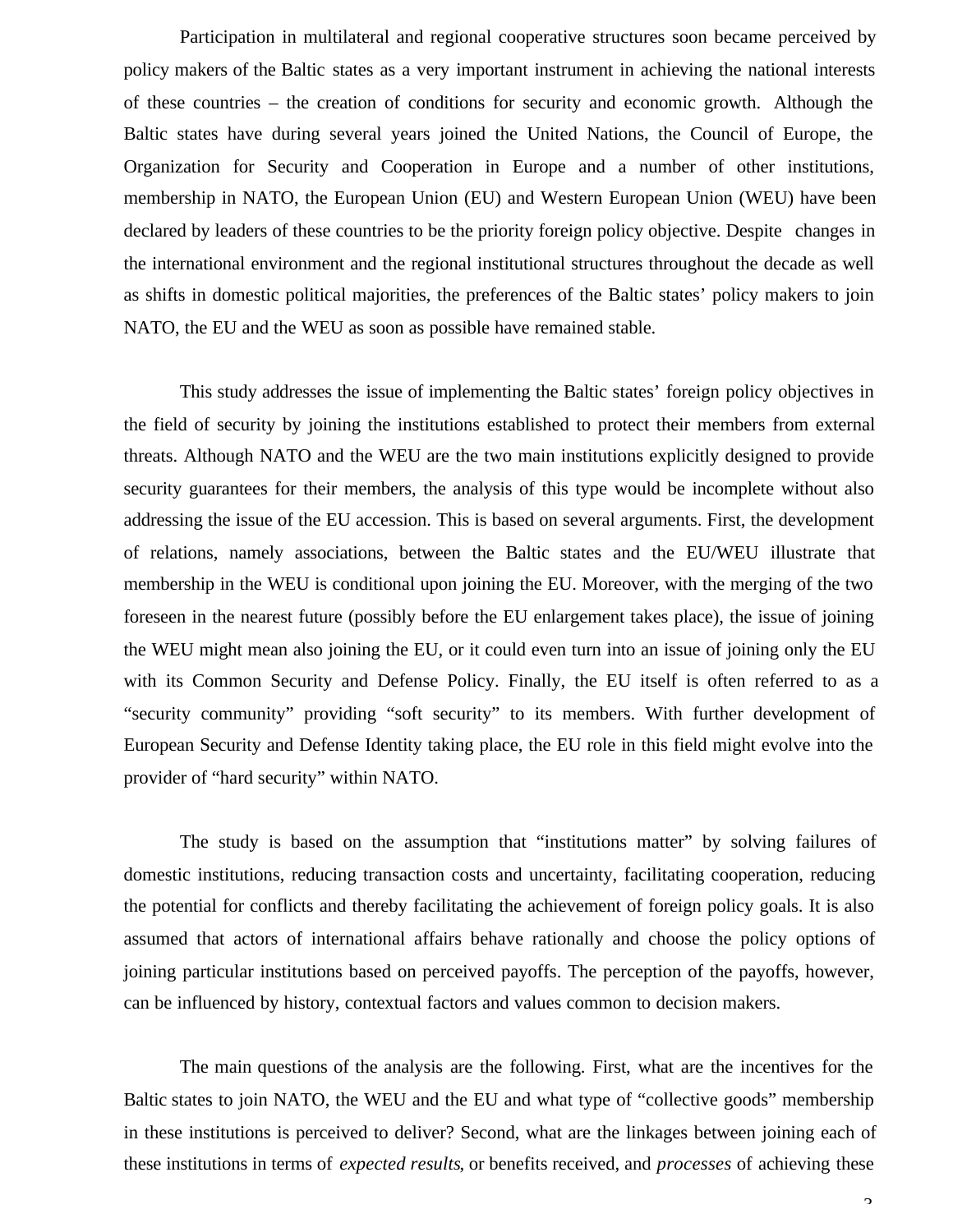Participation in multilateral and regional cooperative structures soon became perceived by policy makers of the Baltic states as a very important instrument in achieving the national interests of these countries – the creation of conditions for security and economic growth. Although the Baltic states have during several years joined the United Nations, the Council of Europe, the Organization for Security and Cooperation in Europe and a number of other institutions, membership in NATO, the European Union (EU) and Western European Union (WEU) have been declared by leaders of these countries to be the priority foreign policy objective. Despite changes in the international environment and the regional institutional structures throughout the decade as well as shifts in domestic political majorities, the preferences of the Baltic states' policy makers to join NATO, the EU and the WEU as soon as possible have remained stable.

This study addresses the issue of implementing the Baltic states' foreign policy objectives in the field of security by joining the institutions established to protect their members from external threats. Although NATO and the WEU are the two main institutions explicitly designed to provide security guarantees for their members, the analysis of this type would be incomplete without also addressing the issue of the EU accession. This is based on several arguments. First, the development of relations, namely associations, between the Baltic states and the EU/WEU illustrate that membership in the WEU is conditional upon joining the EU. Moreover, with the merging of the two foreseen in the nearest future (possibly before the EU enlargement takes place), the issue of joining the WEU might mean also joining the EU, or it could even turn into an issue of joining only the EU with its Common Security and Defense Policy. Finally, the EU itself is often referred to as a "security community" providing "soft security" to its members. With further development of European Security and Defense Identity taking place, the EU role in this field might evolve into the provider of "hard security" within NATO.

The study is based on the assumption that "institutions matter" by solving failures of domestic institutions, reducing transaction costs and uncertainty, facilitating cooperation, reducing the potential for conflicts and thereby facilitating the achievement of foreign policy goals. It is also assumed that actors of international affairs behave rationally and choose the policy options of joining particular institutions based on perceived payoffs. The perception of the payoffs, however, can be influenced by history, contextual factors and values common to decision makers.

The main questions of the analysis are the following. First, what are the incentives for the Baltic states to join NATO, the WEU and the EU and what type of "collective goods" membership in these institutions is perceived to deliver? Second, what are the linkages between joining each of these institutions in terms of *expected results*, or benefits received, and *processes* of achieving these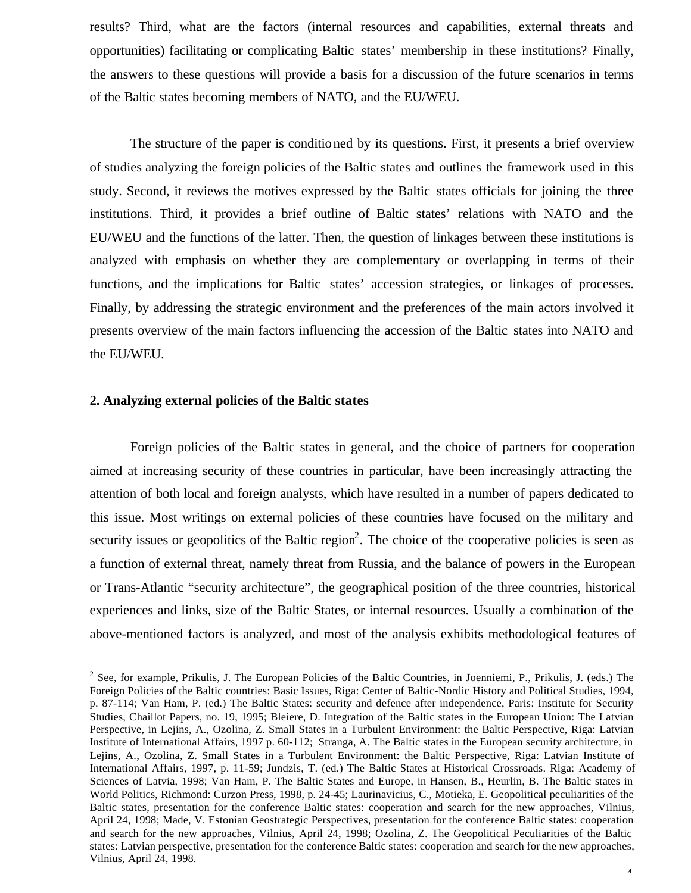results? Third, what are the factors (internal resources and capabilities, external threats and opportunities) facilitating or complicating Baltic states' membership in these institutions? Finally, the answers to these questions will provide a basis for a discussion of the future scenarios in terms of the Baltic states becoming members of NATO, and the EU/WEU.

The structure of the paper is conditioned by its questions. First, it presents a brief overview of studies analyzing the foreign policies of the Baltic states and outlines the framework used in this study. Second, it reviews the motives expressed by the Baltic states officials for joining the three institutions. Third, it provides a brief outline of Baltic states' relations with NATO and the EU/WEU and the functions of the latter. Then, the question of linkages between these institutions is analyzed with emphasis on whether they are complementary or overlapping in terms of their functions, and the implications for Baltic states' accession strategies, or linkages of processes. Finally, by addressing the strategic environment and the preferences of the main actors involved it presents overview of the main factors influencing the accession of the Baltic states into NATO and the EU/WEU.

## 2. Analyzing external policies of the Baltic states

Foreign policies of the Baltic states in general, and the choice of partners for cooperation aimed at increasing security of these countries in particular, have been increasingly attracting the attention of both local and foreign analysts, which have resulted in a number of papers dedicated to this issue. Most writings on external policies of these countries have focused on the military and security issues or geopolitics of the Baltic region[2]. The choice of the cooperative policies is seen as a function of external threat, namely threat from Russia, and the balance of powers in the European or Trans-Atlantic "security architecture", the geographical position of the three countries, historical experiences and links, size of the Baltic States, or internal resources. Usually a combination of the above-mentioned factors is analyzed, and most of the analysis exhibits methodological features of

---

[2] See, for example, Prikulis, J. The European Policies of the Baltic Countries, in Joenniemi, P., Prikulis, J. (eds.) The Foreign Policies of the Baltic countries: Basic Issues, Riga: Center of Baltic-Nordic History and Political Studies, 1994, p. 87-114; Van Ham, P. (ed.) The Baltic States: security and defence after independence, Paris: Institute for Security Studies, Chaillot Papers, no. 19, 1995; Bleiere, D. Integration of the Baltic states in the European Union: The Latvian Perspective, in Lejins, A., Ozolina, Z. Small States in a Turbulent Environment: the Baltic Perspective, Riga: Latvian Institute of International Affairs, 1997 p. 60-112; Stranga, A. The Baltic states in the European security architecture, in Lejins, A., Ozolina, Z. Small States in a Turbulent Environment: the Baltic Perspective, Riga: Latvian Institute of International Affairs, 1997, p. 11-59; Jundzis, T. (ed.) The Baltic States at Historical Crossroads. Riga: Academy of Sciences of Latvia, 1998; Van Ham, P. The Baltic States and Europe, in Hansen, B., Heurlin, B. The Baltic states in World Politics, Richmond: Curzon Press, 1998, p. 24-45; Laurinavicius, C., Motieka, E. Geopolitical peculiarities of the Baltic states, presentation for the conference Baltic states: cooperation and search for the new approaches, Vilnius, April 24, 1998; Made, V. Estonian Geostrategic Perspectives, presentation for the conference Baltic states: cooperation and search for the new approaches, Vilnius, April 24, 1998; Ozolina, Z. The Geopolitical Peculiarities of the Baltic states: Latvian perspective, presentation for the conference Baltic states: cooperation and search for the new approaches, Vilnius, April 24, 1998.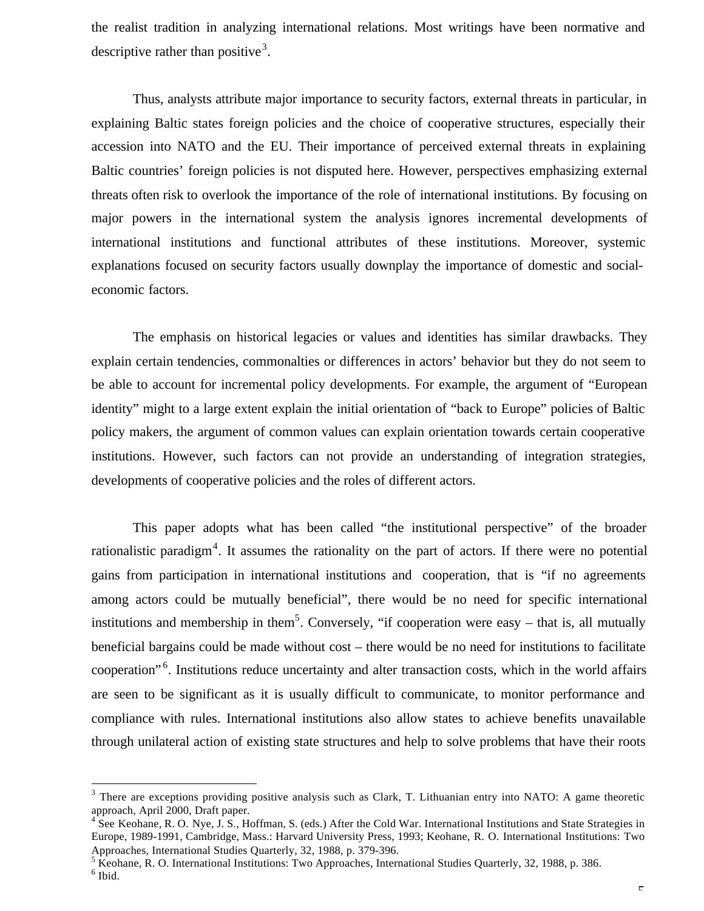the realist tradition in analyzing international relations. Most writings have been normative and descriptive rather than positive[3].

Thus, analysts attribute major importance to security factors, external threats in particular, in explaining Baltic states foreign policies and the choice of cooperative structures, especially their accession into NATO and the EU. Their importance of perceived external threats in explaining Baltic countries' foreign policies is not disputed here. However, perspectives emphasizing external threats often risk to overlook the importance of the role of international institutions. By focusing on major powers in the international system the analysis ignores incremental developments of international institutions and functional attributes of these institutions. Moreover, systemic explanations focused on security factors usually downplay the importance of domestic and social-economic factors.

The emphasis on historical legacies or values and identities has similar drawbacks. They explain certain tendencies, commonalties or differences in actors' behavior but they do not seem to be able to account for incremental policy developments. For example, the argument of "European identity" might to a large extent explain the initial orientation of "back to Europe" policies of Baltic policy makers, the argument of common values can explain orientation towards certain cooperative institutions. However, such factors can not provide an understanding of integration strategies, developments of cooperative policies and the roles of different actors.

This paper adopts what has been called "the institutional perspective" of the broader rationalistic paradigm[4]. It assumes the rationality on the part of actors. If there were no potential gains from participation in international institutions and cooperation, that is "if no agreements among actors could be mutually beneficial", there would be no need for specific international institutions and membership in them[5]. Conversely, "if cooperation were easy – that is, all mutually beneficial bargains could be made without cost – there would be no need for institutions to facilitate cooperation"[6]. Institutions reduce uncertainty and alter transaction costs, which in the world affairs are seen to be significant as it is usually difficult to communicate, to monitor performance and compliance with rules. International institutions also allow states to achieve benefits unavailable through unilateral action of existing state structures and help to solve problems that have their roots

---

[3] There are exceptions providing positive analysis such as Clark, T. Lithuanian entry into NATO: A game theoretic approach, April 2000, Draft paper.

[4] See Keohane, R. O. Nye, J. S., Hoffman, S. (eds.) After the Cold War. International Institutions and State Strategies in Europe, 1989-1991, Cambridge, Mass.: Harvard University Press, 1993; Keohane, R. O. International Institutions: Two Approaches, International Studies Quarterly, 32, 1988, p. 379-396.

[5] Keohane, R. O. International Institutions: Two Approaches, International Studies Quarterly, 32, 1988, p. 386.

[6] Ibid.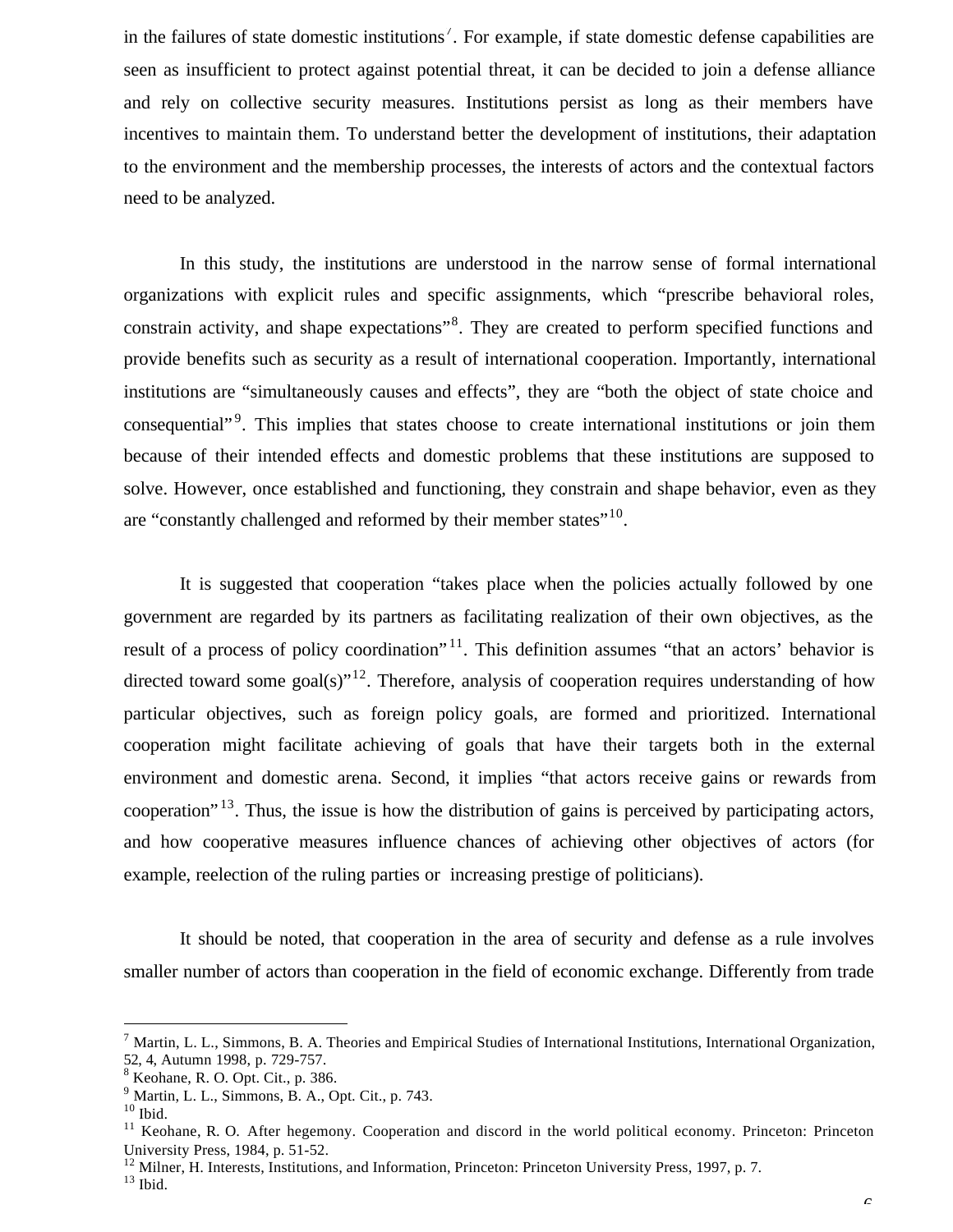in the failures of state domestic institutions[7]. For example, if state domestic defense capabilities are seen as insufficient to protect against potential threat, it can be decided to join a defense alliance and rely on collective security measures. Institutions persist as long as their members have incentives to maintain them. To understand better the development of institutions, their adaptation to the environment and the membership processes, the interests of actors and the contextual factors need to be analyzed.

In this study, the institutions are understood in the narrow sense of formal international organizations with explicit rules and specific assignments, which "prescribe behavioral roles, constrain activity, and shape expectations"[8]. They are created to perform specified functions and provide benefits such as security as a result of international cooperation. Importantly, international institutions are "simultaneously causes and effects", they are "both the object of state choice and consequential"[9]. This implies that states choose to create international institutions or join them because of their intended effects and domestic problems that these institutions are supposed to solve. However, once established and functioning, they constrain and shape behavior, even as they are "constantly challenged and reformed by their member states"[10].

It is suggested that cooperation "takes place when the policies actually followed by one government are regarded by its partners as facilitating realization of their own objectives, as the result of a process of policy coordination"[11]. This definition assumes "that an actors' behavior is directed toward some goal(s)"[12]. Therefore, analysis of cooperation requires understanding of how particular objectives, such as foreign policy goals, are formed and prioritized. International cooperation might facilitate achieving of goals that have their targets both in the external environment and domestic arena. Second, it implies "that actors receive gains or rewards from cooperation"[13]. Thus, the issue is how the distribution of gains is perceived by participating actors, and how cooperative measures influence chances of achieving other objectives of actors (for example, reelection of the ruling parties or increasing prestige of politicians).

It should be noted, that cooperation in the area of security and defense as a rule involves smaller number of actors than cooperation in the field of economic exchange. Differently from trade

---

[7] Martin, L. L., Simmons, B. A. Theories and Empirical Studies of International Institutions, International Organization, 52, 4, Autumn 1998, p. 729-757.
[8] Keohane, R. O. Opt. Cit., p. 386.
[9] Martin, L. L., Simmons, B. A., Opt. Cit., p. 743.
[10] Ibid.
[11] Keohane, R. O. After hegemony. Cooperation and discord in the world political economy. Princeton: Princeton University Press, 1984, p. 51-52.
[12] Milner, H. Interests, Institutions, and Information, Princeton: Princeton University Press, 1997, p. 7.
[13] Ibid.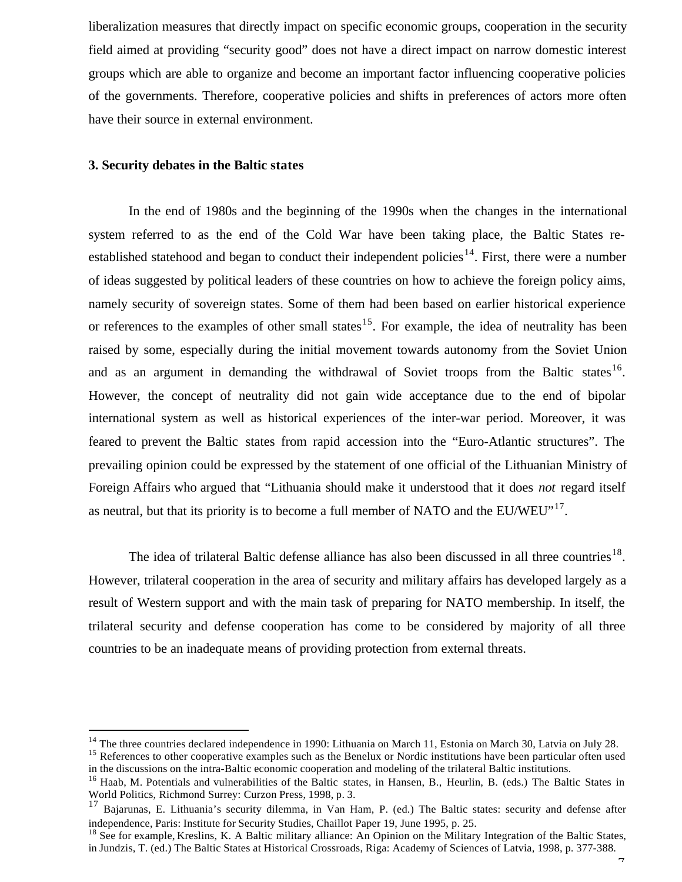liberalization measures that directly impact on specific economic groups, cooperation in the security field aimed at providing "security good" does not have a direct impact on narrow domestic interest groups which are able to organize and become an important factor influencing cooperative policies of the governments. Therefore, cooperative policies and shifts in preferences of actors more often have their source in external environment.

### 3. Security debates in the Baltic states

In the end of 1980s and the beginning of the 1990s when the changes in the international system referred to as the end of the Cold War have been taking place, the Baltic States re-established statehood and began to conduct their independent policies[14]. First, there were a number of ideas suggested by political leaders of these countries on how to achieve the foreign policy aims, namely security of sovereign states. Some of them had been based on earlier historical experience or references to the examples of other small states[15]. For example, the idea of neutrality has been raised by some, especially during the initial movement towards autonomy from the Soviet Union and as an argument in demanding the withdrawal of Soviet troops from the Baltic states[16]. However, the concept of neutrality did not gain wide acceptance due to the end of bipolar international system as well as historical experiences of the inter-war period. Moreover, it was feared to prevent the Baltic states from rapid accession into the "Euro-Atlantic structures". The prevailing opinion could be expressed by the statement of one official of the Lithuanian Ministry of Foreign Affairs who argued that "Lithuania should make it understood that it does *not* regard itself as neutral, but that its priority is to become a full member of NATO and the EU/WEU"[17].

The idea of trilateral Baltic defense alliance has also been discussed in all three countries[18]. However, trilateral cooperation in the area of security and military affairs has developed largely as a result of Western support and with the main task of preparing for NATO membership. In itself, the trilateral security and defense cooperation has come to be considered by majority of all three countries to be an inadequate means of providing protection from external threats.

---

[14] The three countries declared independence in 1990: Lithuania on March 11, Estonia on March 30, Latvia on July 28.

[15] References to other cooperative examples such as the Benelux or Nordic institutions have been particular often used in the discussions on the intra-Baltic economic cooperation and modeling of the trilateral Baltic institutions.

[16] Haab, M. Potentials and vulnerabilities of the Baltic states, in Hansen, B., Heurlin, B. (eds.) The Baltic States in World Politics, Richmond Surrey: Curzon Press, 1998, p. 3.

[17] Bajarunas, E. Lithuania's security dilemma, in Van Ham, P. (ed.) The Baltic states: security and defense after independence, Paris: Institute for Security Studies, Chaillot Paper 19, June 1995, p. 25.

[18] See for example, Kreslins, K. A Baltic military alliance: An Opinion on the Military Integration of the Baltic States, in Jundzis, T. (ed.) The Baltic States at Historical Crossroads, Riga: Academy of Sciences of Latvia, 1998, p. 377-388.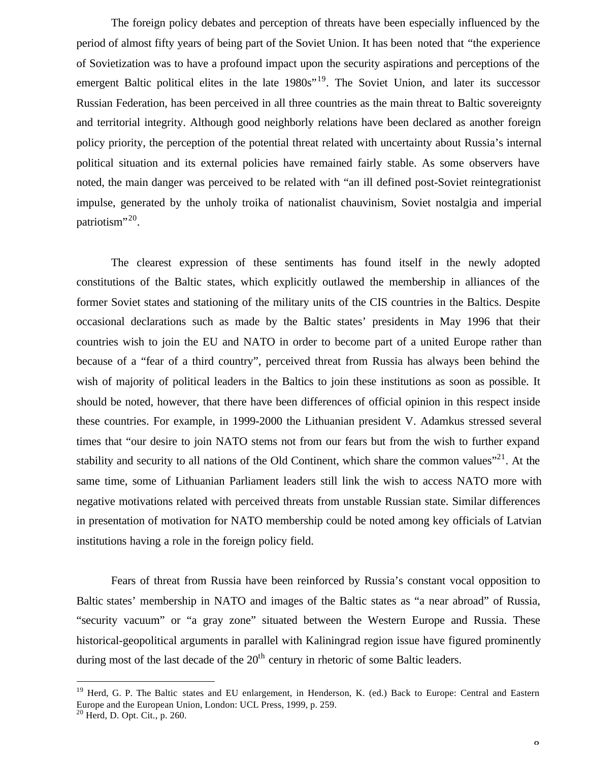The foreign policy debates and perception of threats have been especially influenced by the period of almost fifty years of being part of the Soviet Union. It has been noted that "the experience of Sovietization was to have a profound impact upon the security aspirations and perceptions of the emergent Baltic political elites in the late 1980s"[19]. The Soviet Union, and later its successor Russian Federation, has been perceived in all three countries as the main threat to Baltic sovereignty and territorial integrity. Although good neighborly relations have been declared as another foreign policy priority, the perception of the potential threat related with uncertainty about Russia's internal political situation and its external policies have remained fairly stable. As some observers have noted, the main danger was perceived to be related with "an ill defined post-Soviet reintegrationist impulse, generated by the unholy troika of nationalist chauvinism, Soviet nostalgia and imperial patriotism"[20].

The clearest expression of these sentiments has found itself in the newly adopted constitutions of the Baltic states, which explicitly outlawed the membership in alliances of the former Soviet states and stationing of the military units of the CIS countries in the Baltics. Despite occasional declarations such as made by the Baltic states' presidents in May 1996 that their countries wish to join the EU and NATO in order to become part of a united Europe rather than because of a "fear of a third country", perceived threat from Russia has always been behind the wish of majority of political leaders in the Baltics to join these institutions as soon as possible. It should be noted, however, that there have been differences of official opinion in this respect inside these countries. For example, in 1999-2000 the Lithuanian president V. Adamkus stressed several times that "our desire to join NATO stems not from our fears but from the wish to further expand stability and security to all nations of the Old Continent, which share the common values"[21]. At the same time, some of Lithuanian Parliament leaders still link the wish to access NATO more with negative motivations related with perceived threats from unstable Russian state. Similar differences in presentation of motivation for NATO membership could be noted among key officials of Latvian institutions having a role in the foreign policy field.

Fears of threat from Russia have been reinforced by Russia's constant vocal opposition to Baltic states' membership in NATO and images of the Baltic states as "a near abroad" of Russia, "security vacuum" or "a gray zone" situated between the Western Europe and Russia. These historical-geopolitical arguments in parallel with Kaliningrad region issue have figured prominently during most of the last decade of the 20th century in rhetoric of some Baltic leaders.

---

[19] Herd, G. P. The Baltic states and EU enlargement, in Henderson, K. (ed.) Back to Europe: Central and Eastern Europe and the European Union, London: UCL Press, 1999, p. 259.

[20] Herd, D. Opt. Cit., p. 260.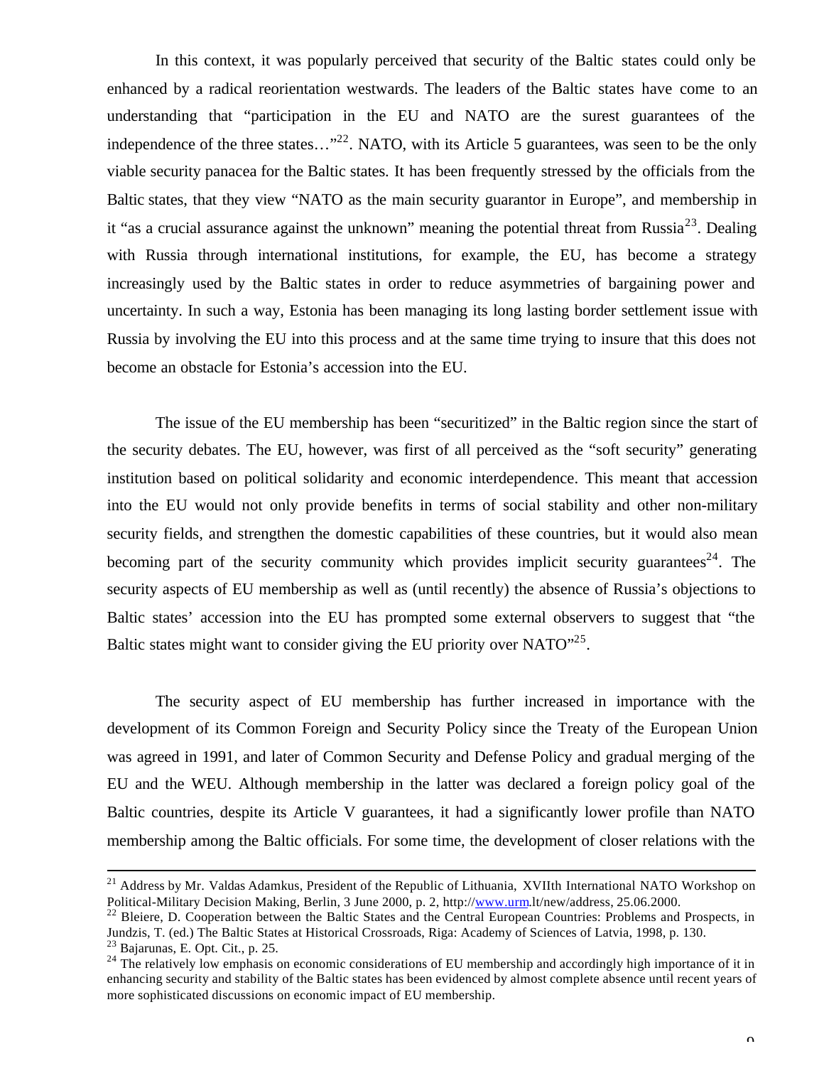In this context, it was popularly perceived that security of the Baltic states could only be enhanced by a radical reorientation westwards. The leaders of the Baltic states have come to an understanding that "participation in the EU and NATO are the surest guarantees of the independence of the three states…"[22]. NATO, with its Article 5 guarantees, was seen to be the only viable security panacea for the Baltic states. It has been frequently stressed by the officials from the Baltic states, that they view "NATO as the main security guarantor in Europe", and membership in it "as a crucial assurance against the unknown" meaning the potential threat from Russia[23]. Dealing with Russia through international institutions, for example, the EU, has become a strategy increasingly used by the Baltic states in order to reduce asymmetries of bargaining power and uncertainty. In such a way, Estonia has been managing its long lasting border settlement issue with Russia by involving the EU into this process and at the same time trying to insure that this does not become an obstacle for Estonia's accession into the EU.

The issue of the EU membership has been "securitized" in the Baltic region since the start of the security debates. The EU, however, was first of all perceived as the "soft security" generating institution based on political solidarity and economic interdependence. This meant that accession into the EU would not only provide benefits in terms of social stability and other non-military security fields, and strengthen the domestic capabilities of these countries, but it would also mean becoming part of the security community which provides implicit security guarantees[24]. The security aspects of EU membership as well as (until recently) the absence of Russia's objections to Baltic states' accession into the EU has prompted some external observers to suggest that "the Baltic states might want to consider giving the EU priority over NATO"[25].

The security aspect of EU membership has further increased in importance with the development of its Common Foreign and Security Policy since the Treaty of the European Union was agreed in 1991, and later of Common Security and Defense Policy and gradual merging of the EU and the WEU. Although membership in the latter was declared a foreign policy goal of the Baltic countries, despite its Article V guarantees, it had a significantly lower profile than NATO membership among the Baltic officials. For some time, the development of closer relations with the

---

[21] Address by Mr. Valdas Adamkus, President of the Republic of Lithuania, XVIIth International NATO Workshop on Political-Military Decision Making, Berlin, 3 June 2000, p. 2, http://www.urm.lt/new/address, 25.06.2000.

[22] Bleiere, D. Cooperation between the Baltic States and the Central European Countries: Problems and Prospects, in Jundzis, T. (ed.) The Baltic States at Historical Crossroads, Riga: Academy of Sciences of Latvia, 1998, p. 130.

[23] Bajarunas, E. Opt. Cit., p. 25.

[24] The relatively low emphasis on economic considerations of EU membership and accordingly high importance of it in enhancing security and stability of the Baltic states has been evidenced by almost complete absence until recent years of more sophisticated discussions on economic impact of EU membership.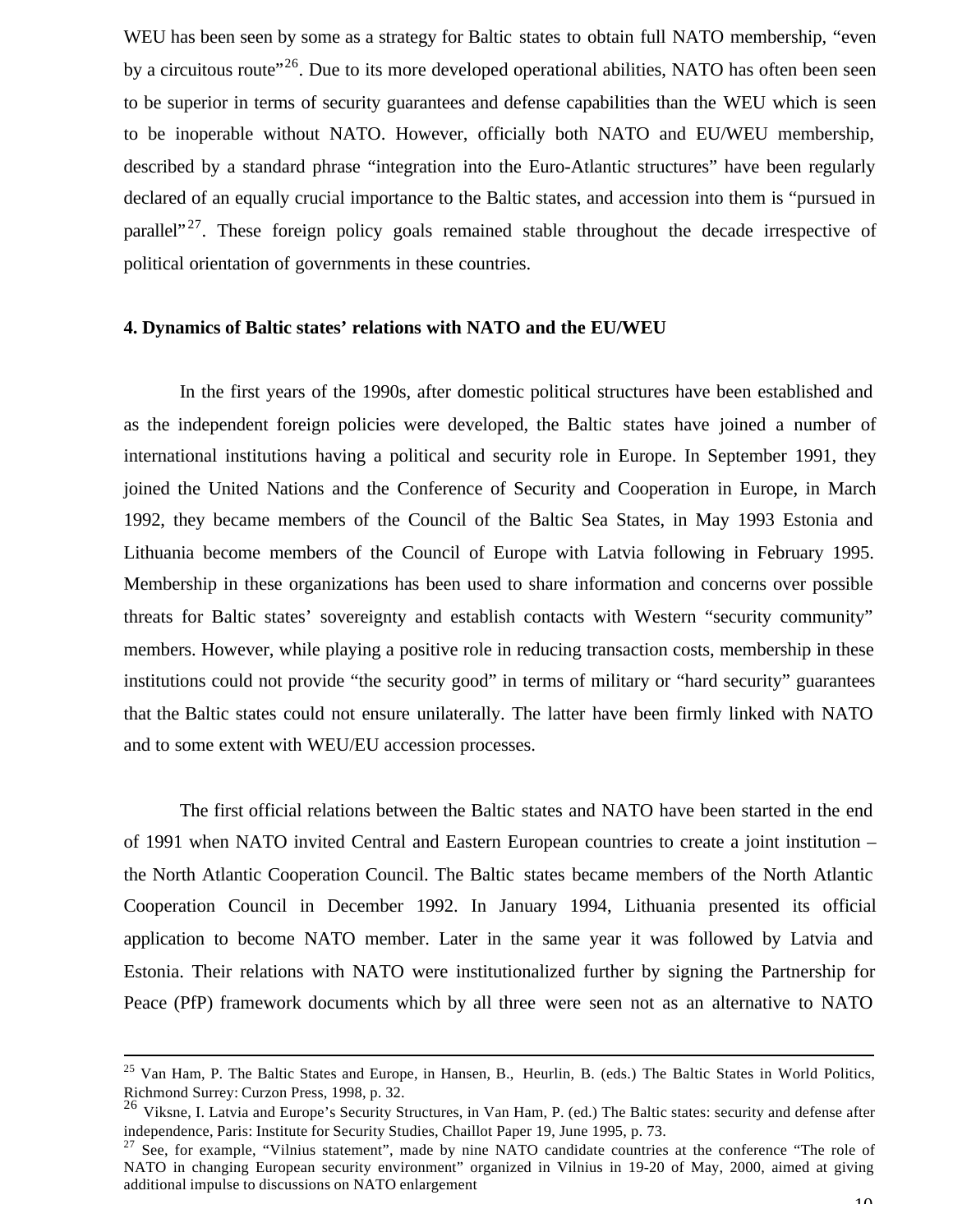WEU has been seen by some as a strategy for Baltic states to obtain full NATO membership, "even by a circuitous route"[26]. Due to its more developed operational abilities, NATO has often been seen to be superior in terms of security guarantees and defense capabilities than the WEU which is seen to be inoperable without NATO. However, officially both NATO and EU/WEU membership, described by a standard phrase "integration into the Euro-Atlantic structures" have been regularly declared of an equally crucial importance to the Baltic states, and accession into them is "pursued in parallel"[27]. These foreign policy goals remained stable throughout the decade irrespective of political orientation of governments in these countries.

**4. Dynamics of Baltic states' relations with NATO and the EU/WEU**

In the first years of the 1990s, after domestic political structures have been established and as the independent foreign policies were developed, the Baltic states have joined a number of international institutions having a political and security role in Europe. In September 1991, they joined the United Nations and the Conference of Security and Cooperation in Europe, in March 1992, they became members of the Council of the Baltic Sea States, in May 1993 Estonia and Lithuania become members of the Council of Europe with Latvia following in February 1995. Membership in these organizations has been used to share information and concerns over possible threats for Baltic states' sovereignty and establish contacts with Western "security community" members. However, while playing a positive role in reducing transaction costs, membership in these institutions could not provide "the security good" in terms of military or "hard security" guarantees that the Baltic states could not ensure unilaterally. The latter have been firmly linked with NATO and to some extent with WEU/EU accession processes.

The first official relations between the Baltic states and NATO have been started in the end of 1991 when NATO invited Central and Eastern European countries to create a joint institution – the North Atlantic Cooperation Council. The Baltic states became members of the North Atlantic Cooperation Council in December 1992. In January 1994, Lithuania presented its official application to become NATO member. Later in the same year it was followed by Latvia and Estonia. Their relations with NATO were institutionalized further by signing the Partnership for Peace (PfP) framework documents which by all three were seen not as an alternative to NATO

---

[25] Van Ham, P. The Baltic States and Europe, in Hansen, B., Heurlin, B. (eds.) The Baltic States in World Politics, Richmond Surrey: Curzon Press, 1998, p. 32.

[26] Viksne, I. Latvia and Europe's Security Structures, in Van Ham, P. (ed.) The Baltic states: security and defense after independence, Paris: Institute for Security Studies, Chaillot Paper 19, June 1995, p. 73.

[27] See, for example, "Vilnius statement", made by nine NATO candidate countries at the conference "The role of NATO in changing European security environment" organized in Vilnius in 19-20 of May, 2000, aimed at giving additional impulse to discussions on NATO enlargement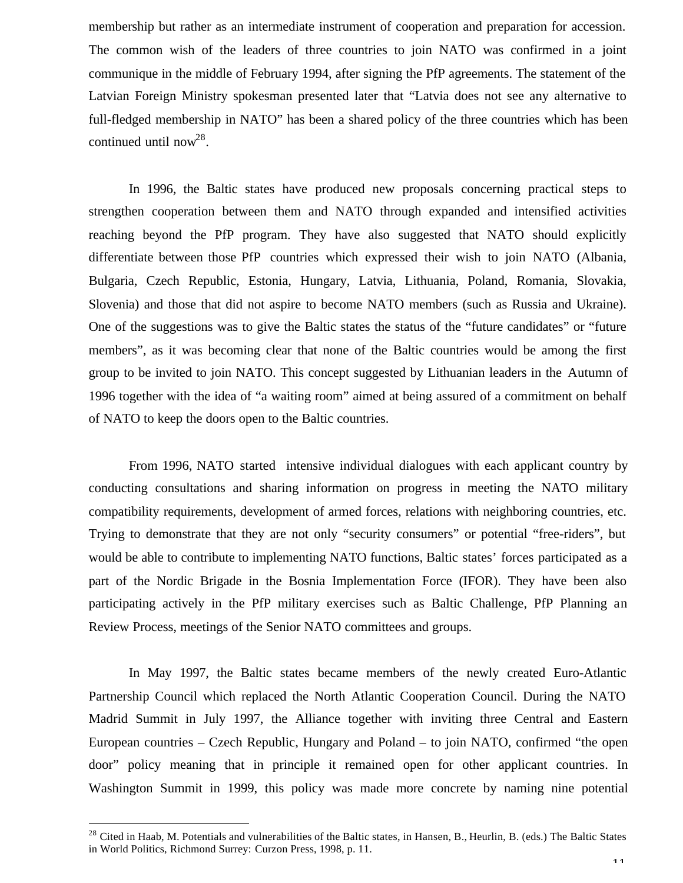membership but rather as an intermediate instrument of cooperation and preparation for accession. The common wish of the leaders of three countries to join NATO was confirmed in a joint communique in the middle of February 1994, after signing the PfP agreements. The statement of the Latvian Foreign Ministry spokesman presented later that "Latvia does not see any alternative to full-fledged membership in NATO" has been a shared policy of the three countries which has been continued until now[28].

In 1996, the Baltic states have produced new proposals concerning practical steps to strengthen cooperation between them and NATO through expanded and intensified activities reaching beyond the PfP program. They have also suggested that NATO should explicitly differentiate between those PfP countries which expressed their wish to join NATO (Albania, Bulgaria, Czech Republic, Estonia, Hungary, Latvia, Lithuania, Poland, Romania, Slovakia, Slovenia) and those that did not aspire to become NATO members (such as Russia and Ukraine). One of the suggestions was to give the Baltic states the status of the "future candidates" or "future members", as it was becoming clear that none of the Baltic countries would be among the first group to be invited to join NATO. This concept suggested by Lithuanian leaders in the Autumn of 1996 together with the idea of "a waiting room" aimed at being assured of a commitment on behalf of NATO to keep the doors open to the Baltic countries.

From 1996, NATO started intensive individual dialogues with each applicant country by conducting consultations and sharing information on progress in meeting the NATO military compatibility requirements, development of armed forces, relations with neighboring countries, etc. Trying to demonstrate that they are not only "security consumers" or potential "free-riders", but would be able to contribute to implementing NATO functions, Baltic states' forces participated as a part of the Nordic Brigade in the Bosnia Implementation Force (IFOR). They have been also participating actively in the PfP military exercises such as Baltic Challenge, PfP Planning an Review Process, meetings of the Senior NATO committees and groups.

In May 1997, the Baltic states became members of the newly created Euro-Atlantic Partnership Council which replaced the North Atlantic Cooperation Council. During the NATO Madrid Summit in July 1997, the Alliance together with inviting three Central and Eastern European countries – Czech Republic, Hungary and Poland – to join NATO, confirmed "the open door" policy meaning that in principle it remained open for other applicant countries. In Washington Summit in 1999, this policy was made more concrete by naming nine potential

---

[28] Cited in Haab, M. Potentials and vulnerabilities of the Baltic states, in Hansen, B., Heurlin, B. (eds.) The Baltic States in World Politics, Richmond Surrey: Curzon Press, 1998, p. 11.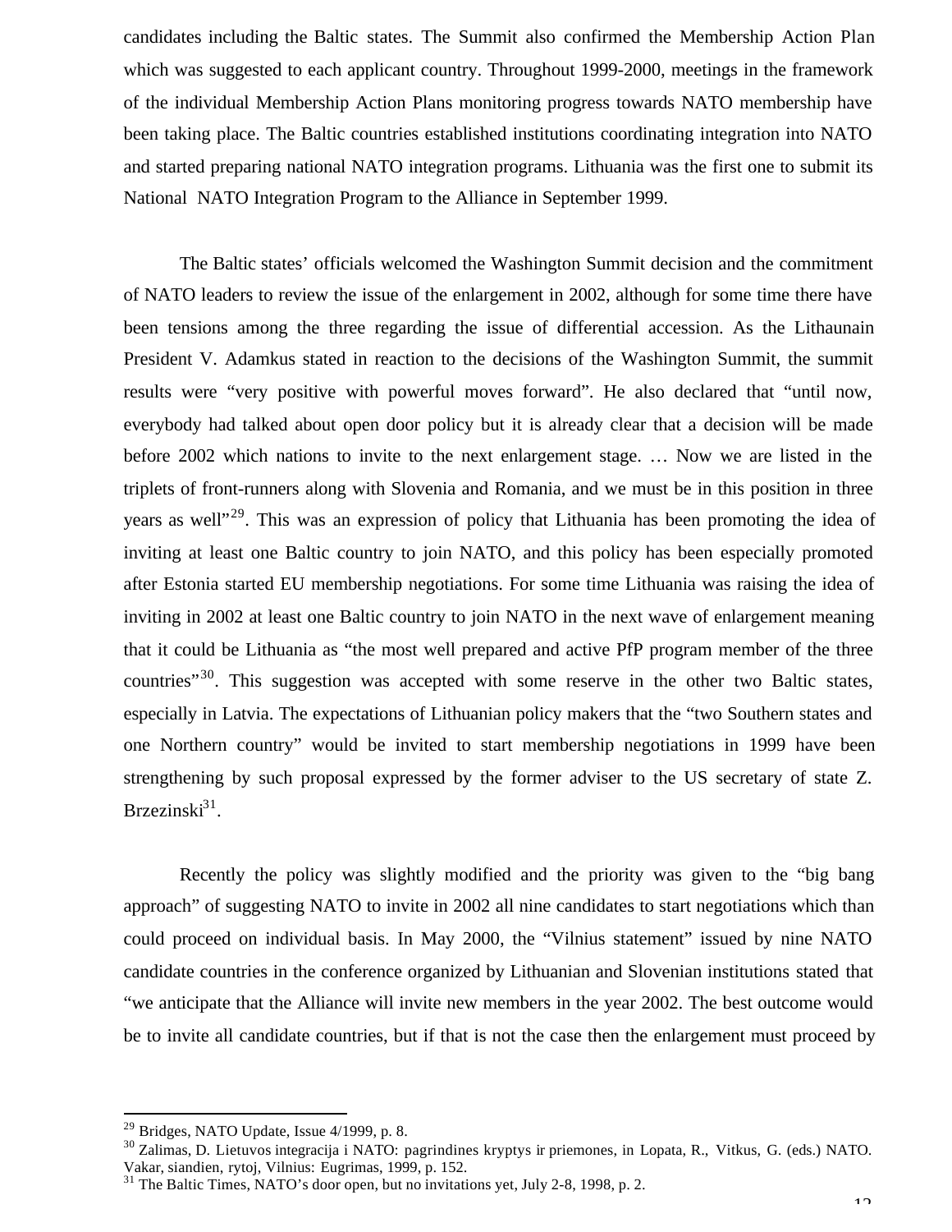candidates including the Baltic states. The Summit also confirmed the Membership Action Plan which was suggested to each applicant country. Throughout 1999-2000, meetings in the framework of the individual Membership Action Plans monitoring progress towards NATO membership have been taking place. The Baltic countries established institutions coordinating integration into NATO and started preparing national NATO integration programs. Lithuania was the first one to submit its National NATO Integration Program to the Alliance in September 1999.

The Baltic states' officials welcomed the Washington Summit decision and the commitment of NATO leaders to review the issue of the enlargement in 2002, although for some time there have been tensions among the three regarding the issue of differential accession. As the Lithaunain President V. Adamkus stated in reaction to the decisions of the Washington Summit, the summit results were "very positive with powerful moves forward". He also declared that "until now, everybody had talked about open door policy but it is already clear that a decision will be made before 2002 which nations to invite to the next enlargement stage. … Now we are listed in the triplets of front-runners along with Slovenia and Romania, and we must be in this position in three years as well"[29]. This was an expression of policy that Lithuania has been promoting the idea of inviting at least one Baltic country to join NATO, and this policy has been especially promoted after Estonia started EU membership negotiations. For some time Lithuania was raising the idea of inviting in 2002 at least one Baltic country to join NATO in the next wave of enlargement meaning that it could be Lithuania as "the most well prepared and active PfP program member of the three countries"[30]. This suggestion was accepted with some reserve in the other two Baltic states, especially in Latvia. The expectations of Lithuanian policy makers that the "two Southern states and one Northern country" would be invited to start membership negotiations in 1999 have been strengthening by such proposal expressed by the former adviser to the US secretary of state Z. Brzezinski[31].

Recently the policy was slightly modified and the priority was given to the "big bang approach" of suggesting NATO to invite in 2002 all nine candidates to start negotiations which than could proceed on individual basis. In May 2000, the "Vilnius statement" issued by nine NATO candidate countries in the conference organized by Lithuanian and Slovenian institutions stated that "we anticipate that the Alliance will invite new members in the year 2002. The best outcome would be to invite all candidate countries, but if that is not the case then the enlargement must proceed by

[29] Bridges, NATO Update, Issue 4/1999, p. 8.

[30] Zalimas, D. Lietuvos integracija i NATO: pagrindines kryptys ir priemones, in Lopata, R., Vitkus, G. (eds.) NATO. Vakar, siandien, rytoj, Vilnius: Eugrimas, 1999, p. 152.

[31] The Baltic Times, NATO's door open, but no invitations yet, July 2-8, 1998, p. 2.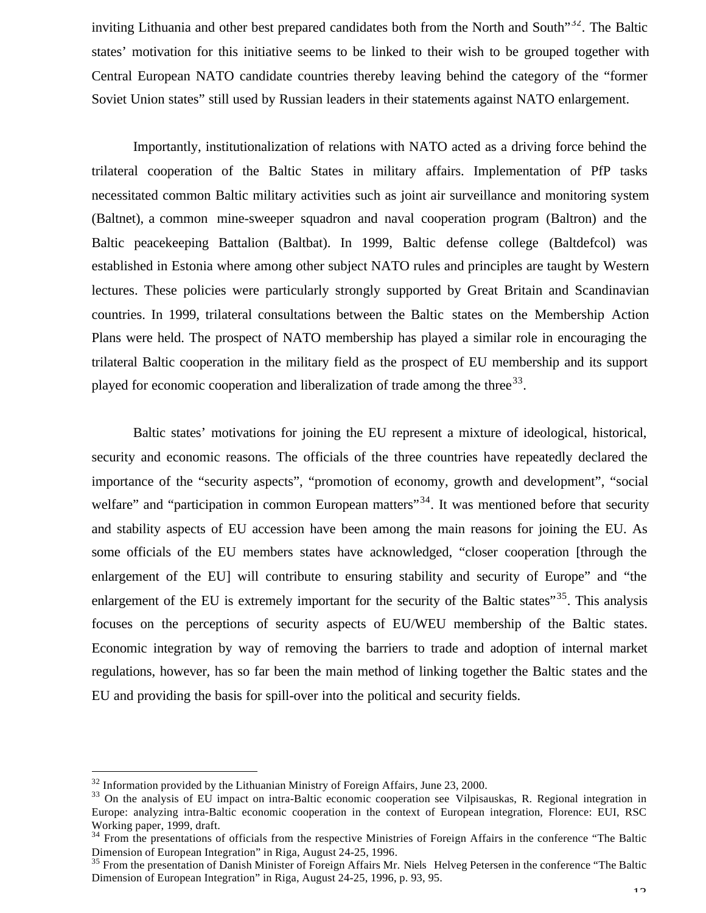inviting Lithuania and other best prepared candidates both from the North and South"[32]. The Baltic states' motivation for this initiative seems to be linked to their wish to be grouped together with Central European NATO candidate countries thereby leaving behind the category of the "former Soviet Union states" still used by Russian leaders in their statements against NATO enlargement.

Importantly, institutionalization of relations with NATO acted as a driving force behind the trilateral cooperation of the Baltic States in military affairs. Implementation of PfP tasks necessitated common Baltic military activities such as joint air surveillance and monitoring system (Baltnet), a common mine-sweeper squadron and naval cooperation program (Baltron) and the Baltic peacekeeping Battalion (Baltbat). In 1999, Baltic defense college (Baltdefcol) was established in Estonia where among other subject NATO rules and principles are taught by Western lectures. These policies were particularly strongly supported by Great Britain and Scandinavian countries. In 1999, trilateral consultations between the Baltic states on the Membership Action Plans were held. The prospect of NATO membership has played a similar role in encouraging the trilateral Baltic cooperation in the military field as the prospect of EU membership and its support played for economic cooperation and liberalization of trade among the three[33].

Baltic states' motivations for joining the EU represent a mixture of ideological, historical, security and economic reasons. The officials of the three countries have repeatedly declared the importance of the "security aspects", "promotion of economy, growth and development", "social welfare" and "participation in common European matters"[34]. It was mentioned before that security and stability aspects of EU accession have been among the main reasons for joining the EU. As some officials of the EU members states have acknowledged, "closer cooperation [through the enlargement of the EU] will contribute to ensuring stability and security of Europe" and "the enlargement of the EU is extremely important for the security of the Baltic states"[35]. This analysis focuses on the perceptions of security aspects of EU/WEU membership of the Baltic states. Economic integration by way of removing the barriers to trade and adoption of internal market regulations, however, has so far been the main method of linking together the Baltic states and the EU and providing the basis for spill-over into the political and security fields.

---

[32] Information provided by the Lithuanian Ministry of Foreign Affairs, June 23, 2000.

[33] On the analysis of EU impact on intra-Baltic economic cooperation see Vilpisauskas, R. Regional integration in Europe: analyzing intra-Baltic economic cooperation in the context of European integration, Florence: EUI, RSC Working paper, 1999, draft.

[34] From the presentations of officials from the respective Ministries of Foreign Affairs in the conference "The Baltic Dimension of European Integration" in Riga, August 24-25, 1996.

[35] From the presentation of Danish Minister of Foreign Affairs Mr. Niels Helveg Petersen in the conference "The Baltic Dimension of European Integration" in Riga, August 24-25, 1996, p. 93, 95.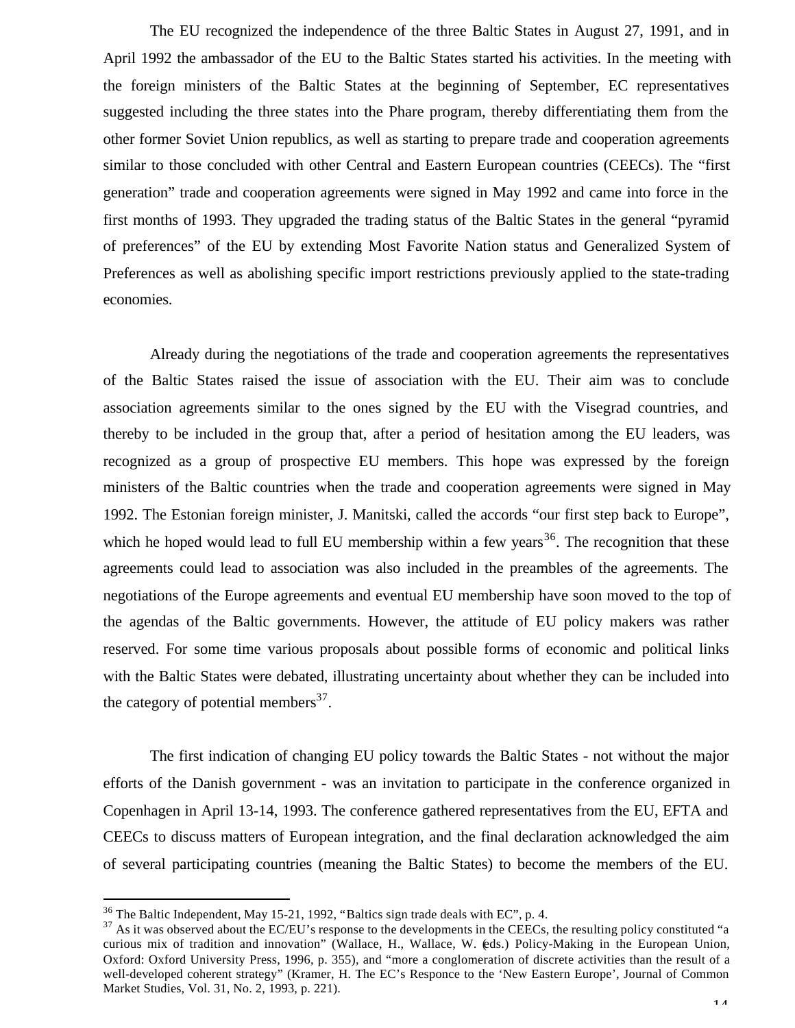The EU recognized the independence of the three Baltic States in August 27, 1991, and in April 1992 the ambassador of the EU to the Baltic States started his activities. In the meeting with the foreign ministers of the Baltic States at the beginning of September, EC representatives suggested including the three states into the Phare program, thereby differentiating them from the other former Soviet Union republics, as well as starting to prepare trade and cooperation agreements similar to those concluded with other Central and Eastern European countries (CEECs). The "first generation" trade and cooperation agreements were signed in May 1992 and came into force in the first months of 1993. They upgraded the trading status of the Baltic States in the general "pyramid of preferences" of the EU by extending Most Favorite Nation status and Generalized System of Preferences as well as abolishing specific import restrictions previously applied to the state-trading economies.

Already during the negotiations of the trade and cooperation agreements the representatives of the Baltic States raised the issue of association with the EU. Their aim was to conclude association agreements similar to the ones signed by the EU with the Visegrad countries, and thereby to be included in the group that, after a period of hesitation among the EU leaders, was recognized as a group of prospective EU members. This hope was expressed by the foreign ministers of the Baltic countries when the trade and cooperation agreements were signed in May 1992. The Estonian foreign minister, J. Manitski, called the accords "our first step back to Europe", which he hoped would lead to full EU membership within a few years[36]. The recognition that these agreements could lead to association was also included in the preambles of the agreements. The negotiations of the Europe agreements and eventual EU membership have soon moved to the top of the agendas of the Baltic governments. However, the attitude of EU policy makers was rather reserved. For some time various proposals about possible forms of economic and political links with the Baltic States were debated, illustrating uncertainty about whether they can be included into the category of potential members[37].

The first indication of changing EU policy towards the Baltic States - not without the major efforts of the Danish government - was an invitation to participate in the conference organized in Copenhagen in April 13-14, 1993. The conference gathered representatives from the EU, EFTA and CEECs to discuss matters of European integration, and the final declaration acknowledged the aim of several participating countries (meaning the Baltic States) to become the members of the EU.

---

[36] The Baltic Independent, May 15-21, 1992, "Baltics sign trade deals with EC", p. 4.

[37] As it was observed about the EC/EU's response to the developments in the CEECs, the resulting policy constituted "a curious mix of tradition and innovation" (Wallace, H., Wallace, W. (eds.) Policy-Making in the European Union, Oxford: Oxford University Press, 1996, p. 355), and "more a conglomeration of discrete activities than the result of a well-developed coherent strategy" (Kramer, H. The EC's Responce to the 'New Eastern Europe', Journal of Common Market Studies, Vol. 31, No. 2, 1993, p. 221).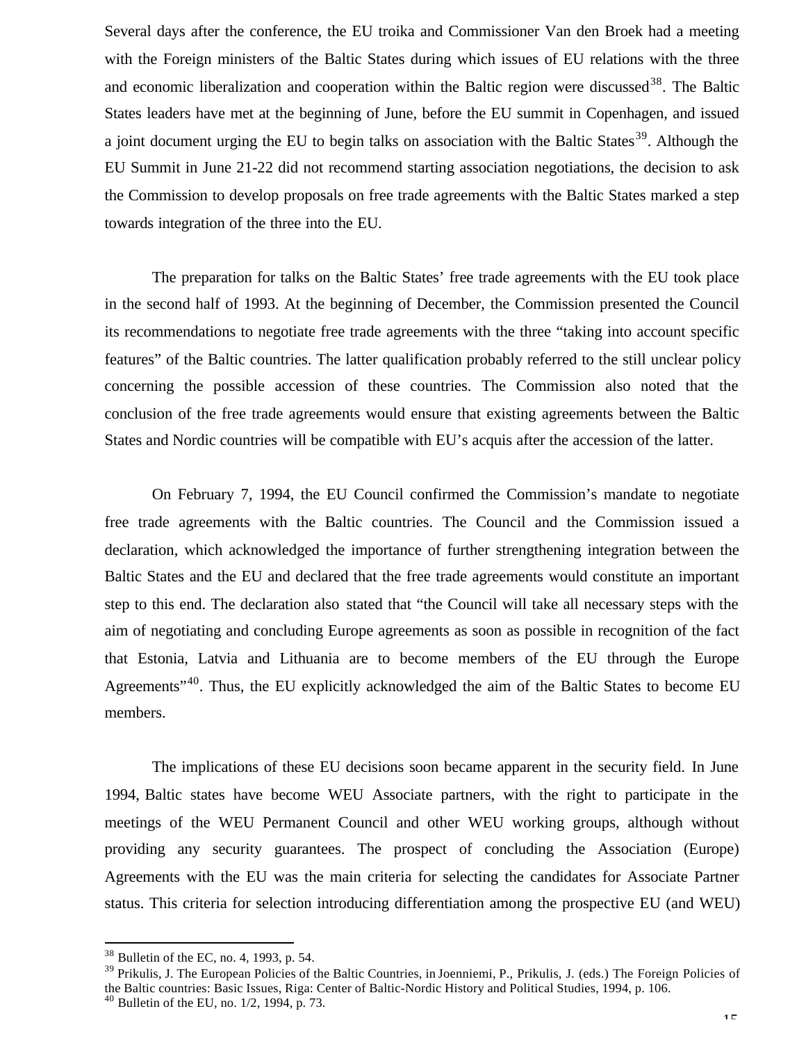Several days after the conference, the EU troika and Commissioner Van den Broek had a meeting with the Foreign ministers of the Baltic States during which issues of EU relations with the three and economic liberalization and cooperation within the Baltic region were discussed[38]. The Baltic States leaders have met at the beginning of June, before the EU summit in Copenhagen, and issued a joint document urging the EU to begin talks on association with the Baltic States[39]. Although the EU Summit in June 21-22 did not recommend starting association negotiations, the decision to ask the Commission to develop proposals on free trade agreements with the Baltic States marked a step towards integration of the three into the EU.

The preparation for talks on the Baltic States' free trade agreements with the EU took place in the second half of 1993. At the beginning of December, the Commission presented the Council its recommendations to negotiate free trade agreements with the three "taking into account specific features" of the Baltic countries. The latter qualification probably referred to the still unclear policy concerning the possible accession of these countries. The Commission also noted that the conclusion of the free trade agreements would ensure that existing agreements between the Baltic States and Nordic countries will be compatible with EU's acquis after the accession of the latter.

On February 7, 1994, the EU Council confirmed the Commission's mandate to negotiate free trade agreements with the Baltic countries. The Council and the Commission issued a declaration, which acknowledged the importance of further strengthening integration between the Baltic States and the EU and declared that the free trade agreements would constitute an important step to this end. The declaration also stated that "the Council will take all necessary steps with the aim of negotiating and concluding Europe agreements as soon as possible in recognition of the fact that Estonia, Latvia and Lithuania are to become members of the EU through the Europe Agreements"[40]. Thus, the EU explicitly acknowledged the aim of the Baltic States to become EU members.

The implications of these EU decisions soon became apparent in the security field. In June 1994, Baltic states have become WEU Associate partners, with the right to participate in the meetings of the WEU Permanent Council and other WEU working groups, although without providing any security guarantees. The prospect of concluding the Association (Europe) Agreements with the EU was the main criteria for selecting the candidates for Associate Partner status. This criteria for selection introducing differentiation among the prospective EU (and WEU)

---

[38] Bulletin of the EC, no. 4, 1993, p. 54.

[39] Prikulis, J. The European Policies of the Baltic Countries, in Joenniemi, P., Prikulis, J. (eds.) The Foreign Policies of the Baltic countries: Basic Issues, Riga: Center of Baltic-Nordic History and Political Studies, 1994, p. 106.

[40] Bulletin of the EU, no. 1/2, 1994, p. 73.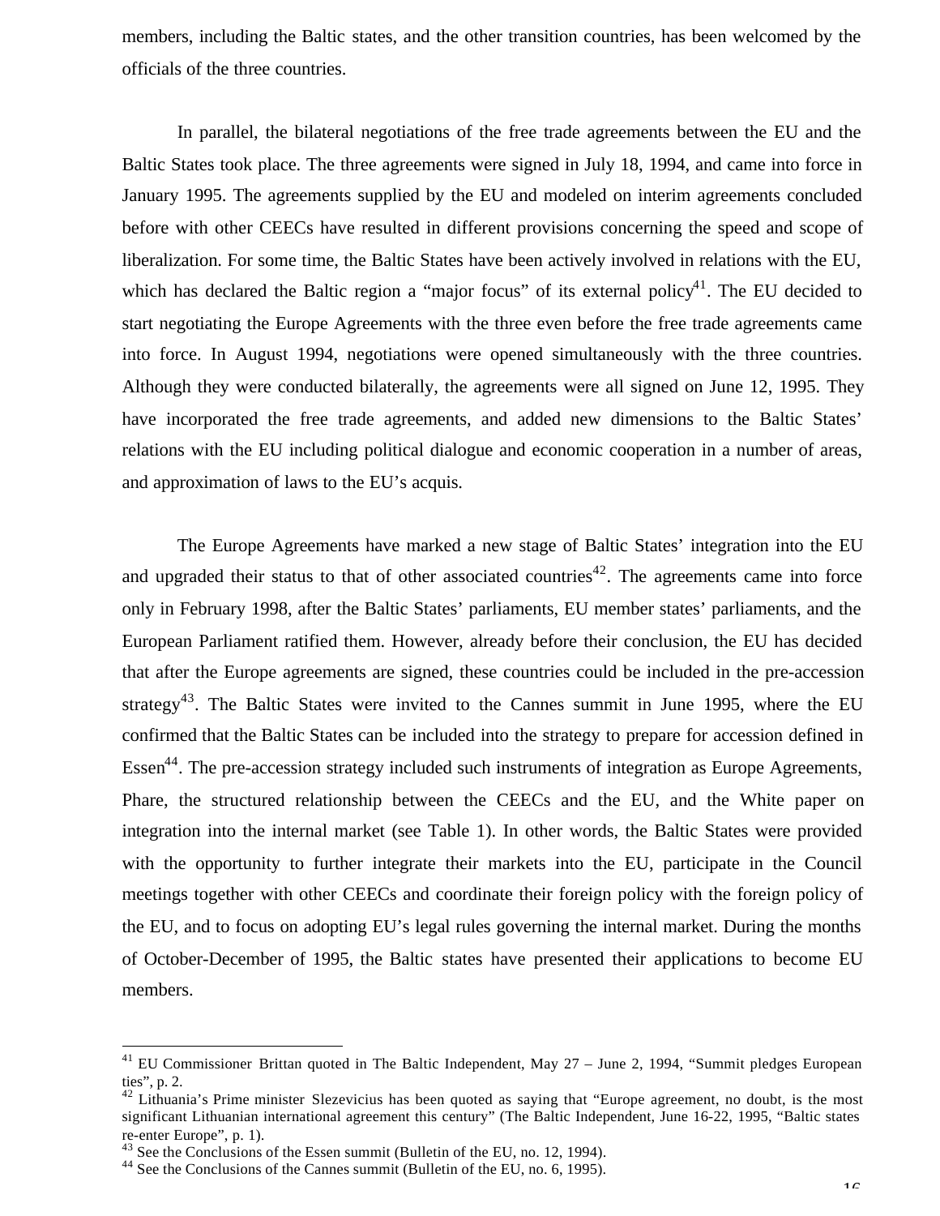members, including the Baltic states, and the other transition countries, has been welcomed by the officials of the three countries.

In parallel, the bilateral negotiations of the free trade agreements between the EU and the Baltic States took place. The three agreements were signed in July 18, 1994, and came into force in January 1995. The agreements supplied by the EU and modeled on interim agreements concluded before with other CEECs have resulted in different provisions concerning the speed and scope of liberalization. For some time, the Baltic States have been actively involved in relations with the EU, which has declared the Baltic region a "major focus" of its external policy[41]. The EU decided to start negotiating the Europe Agreements with the three even before the free trade agreements came into force. In August 1994, negotiations were opened simultaneously with the three countries. Although they were conducted bilaterally, the agreements were all signed on June 12, 1995. They have incorporated the free trade agreements, and added new dimensions to the Baltic States' relations with the EU including political dialogue and economic cooperation in a number of areas, and approximation of laws to the EU's acquis.

The Europe Agreements have marked a new stage of Baltic States' integration into the EU and upgraded their status to that of other associated countries[42]. The agreements came into force only in February 1998, after the Baltic States' parliaments, EU member states' parliaments, and the European Parliament ratified them. However, already before their conclusion, the EU has decided that after the Europe agreements are signed, these countries could be included in the pre-accession strategy[43]. The Baltic States were invited to the Cannes summit in June 1995, where the EU confirmed that the Baltic States can be included into the strategy to prepare for accession defined in Essen[44]. The pre-accession strategy included such instruments of integration as Europe Agreements, Phare, the structured relationship between the CEECs and the EU, and the White paper on integration into the internal market (see Table 1). In other words, the Baltic States were provided with the opportunity to further integrate their markets into the EU, participate in the Council meetings together with other CEECs and coordinate their foreign policy with the foreign policy of the EU, and to focus on adopting EU's legal rules governing the internal market. During the months of October-December of 1995, the Baltic states have presented their applications to become EU members.

---

[41] EU Commissioner Brittan quoted in The Baltic Independent, May 27 – June 2, 1994, "Summit pledges European ties", p. 2.

[42] Lithuania's Prime minister Slezevicius has been quoted as saying that "Europe agreement, no doubt, is the most significant Lithuanian international agreement this century" (The Baltic Independent, June 16-22, 1995, "Baltic states re-enter Europe", p. 1).

[43] See the Conclusions of the Essen summit (Bulletin of the EU, no. 12, 1994).

[44] See the Conclusions of the Cannes summit (Bulletin of the EU, no. 6, 1995).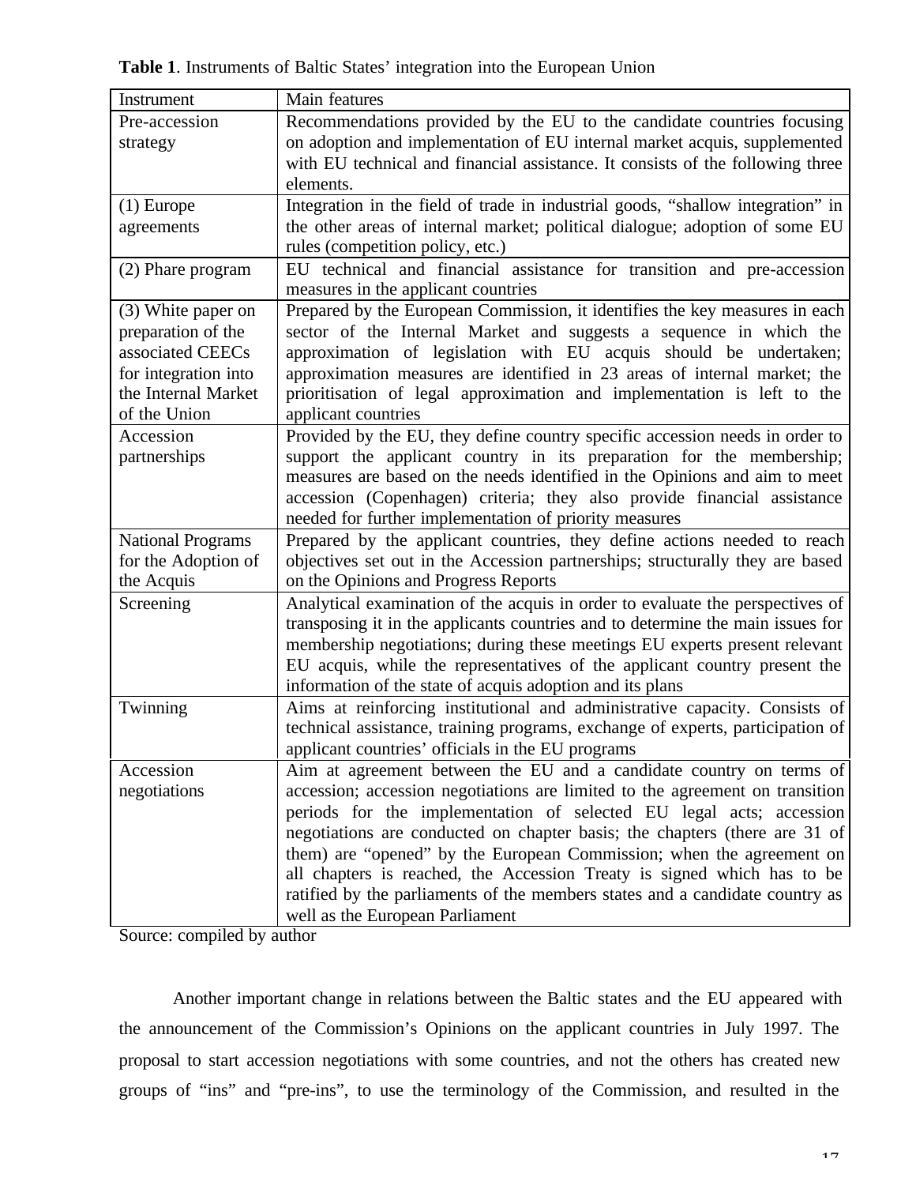**Table 1**. Instruments of Baltic States' integration into the European Union

| Instrument | Main features |
|---|---|
| Pre-accession strategy | Recommendations provided by the EU to the candidate countries focusing on adoption and implementation of EU internal market acquis, supplemented with EU technical and financial assistance. It consists of the following three elements. |
| (1) Europe agreements | Integration in the field of trade in industrial goods, "shallow integration" in the other areas of internal market; political dialogue; adoption of some EU rules (competition policy, etc.) |
| (2) Phare program | EU technical and financial assistance for transition and pre-accession measures in the applicant countries |
| (3) White paper on preparation of the associated CEECs for integration into the Internal Market of the Union | Prepared by the European Commission, it identifies the key measures in each sector of the Internal Market and suggests a sequence in which the approximation of legislation with EU acquis should be undertaken; approximation measures are identified in 23 areas of internal market; the prioritisation of legal approximation and implementation is left to the applicant countries |
| Accession partnerships | Provided by the EU, they define country specific accession needs in order to support the applicant country in its preparation for the membership; measures are based on the needs identified in the Opinions and aim to meet accession (Copenhagen) criteria; they also provide financial assistance needed for further implementation of priority measures |
| National Programs for the Adoption of the Acquis | Prepared by the applicant countries, they define actions needed to reach objectives set out in the Accession partnerships; structurally they are based on the Opinions and Progress Reports |
| Screening | Analytical examination of the acquis in order to evaluate the perspectives of transposing it in the applicants countries and to determine the main issues for membership negotiations; during these meetings EU experts present relevant EU acquis, while the representatives of the applicant country present the information of the state of acquis adoption and its plans |
| Twinning | Aims at reinforcing institutional and administrative capacity. Consists of technical assistance, training programs, exchange of experts, participation of applicant countries' officials in the EU programs |
| Accession negotiations | Aim at agreement between the EU and a candidate country on terms of accession; accession negotiations are limited to the agreement on transition periods for the implementation of selected EU legal acts; accession negotiations are conducted on chapter basis; the chapters (there are 31 of them) are "opened" by the European Commission; when the agreement on all chapters is reached, the Accession Treaty is signed which has to be ratified by the parliaments of the members states and a candidate country as well as the European Parliament |

Source: compiled by author

Another important change in relations between the Baltic states and the EU appeared with the announcement of the Commission's Opinions on the applicant countries in July 1997. The proposal to start accession negotiations with some countries, and not the others has created new groups of "ins" and "pre-ins", to use the terminology of the Commission, and resulted in the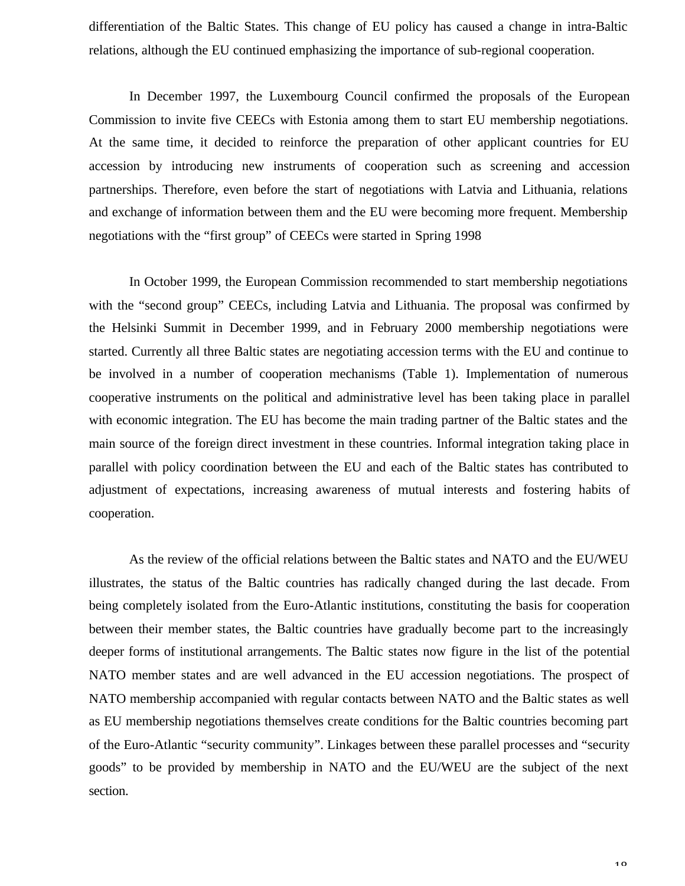differentiation of the Baltic States. This change of EU policy has caused a change in intra-Baltic relations, although the EU continued emphasizing the importance of sub-regional cooperation.

In December 1997, the Luxembourg Council confirmed the proposals of the European Commission to invite five CEECs with Estonia among them to start EU membership negotiations. At the same time, it decided to reinforce the preparation of other applicant countries for EU accession by introducing new instruments of cooperation such as screening and accession partnerships. Therefore, even before the start of negotiations with Latvia and Lithuania, relations and exchange of information between them and the EU were becoming more frequent. Membership negotiations with the "first group" of CEECs were started in Spring 1998

In October 1999, the European Commission recommended to start membership negotiations with the "second group" CEECs, including Latvia and Lithuania. The proposal was confirmed by the Helsinki Summit in December 1999, and in February 2000 membership negotiations were started. Currently all three Baltic states are negotiating accession terms with the EU and continue to be involved in a number of cooperation mechanisms (Table 1). Implementation of numerous cooperative instruments on the political and administrative level has been taking place in parallel with economic integration. The EU has become the main trading partner of the Baltic states and the main source of the foreign direct investment in these countries. Informal integration taking place in parallel with policy coordination between the EU and each of the Baltic states has contributed to adjustment of expectations, increasing awareness of mutual interests and fostering habits of cooperation.

As the review of the official relations between the Baltic states and NATO and the EU/WEU illustrates, the status of the Baltic countries has radically changed during the last decade. From being completely isolated from the Euro-Atlantic institutions, constituting the basis for cooperation between their member states, the Baltic countries have gradually become part to the increasingly deeper forms of institutional arrangements. The Baltic states now figure in the list of the potential NATO member states and are well advanced in the EU accession negotiations. The prospect of NATO membership accompanied with regular contacts between NATO and the Baltic states as well as EU membership negotiations themselves create conditions for the Baltic countries becoming part of the Euro-Atlantic "security community". Linkages between these parallel processes and "security goods" to be provided by membership in NATO and the EU/WEU are the subject of the next section.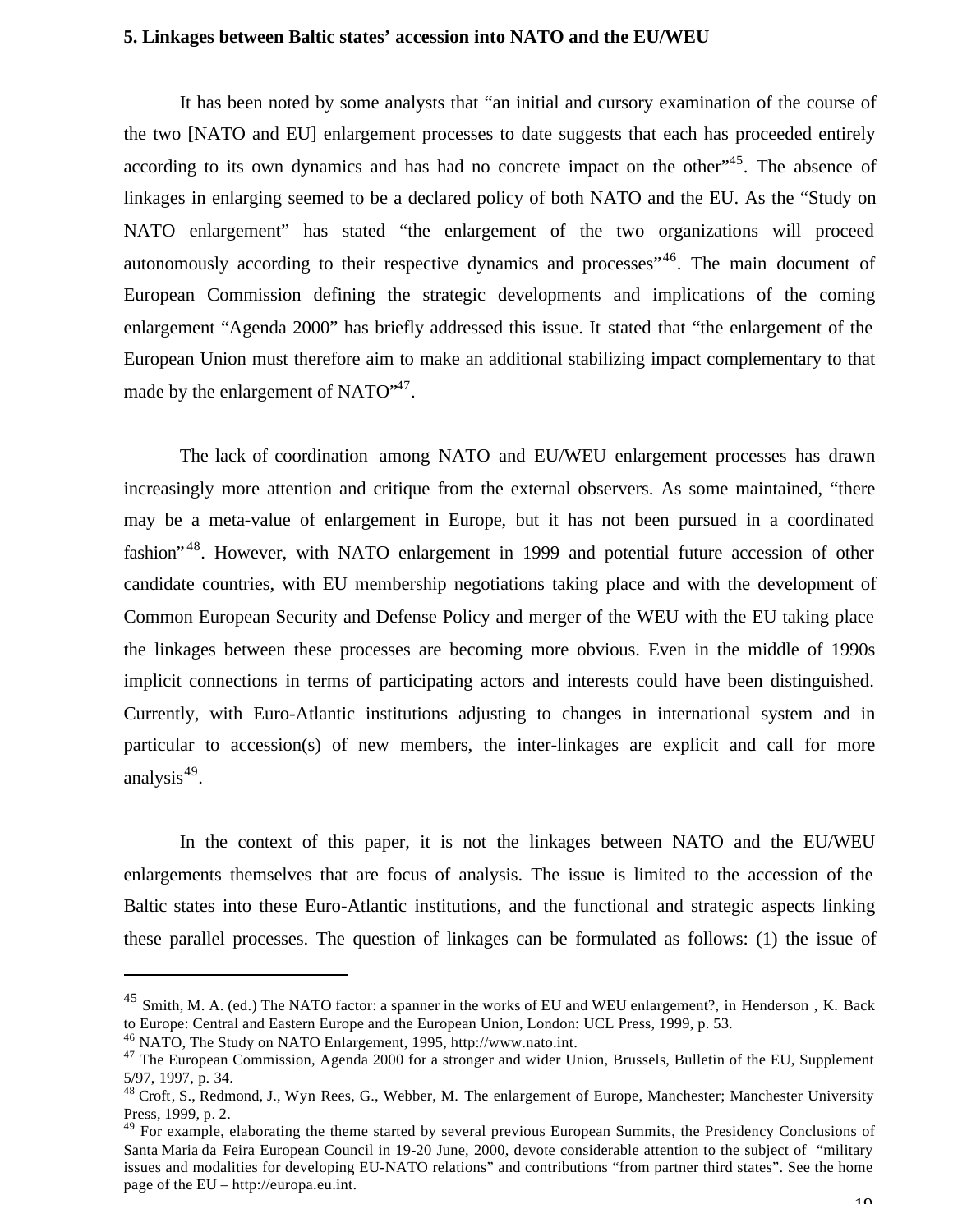### 5. Linkages between Baltic states' accession into NATO and the EU/WEU

It has been noted by some analysts that "an initial and cursory examination of the course of the two [NATO and EU] enlargement processes to date suggests that each has proceeded entirely according to its own dynamics and has had no concrete impact on the other"[45]. The absence of linkages in enlarging seemed to be a declared policy of both NATO and the EU. As the "Study on NATO enlargement" has stated "the enlargement of the two organizations will proceed autonomously according to their respective dynamics and processes"[46]. The main document of European Commission defining the strategic developments and implications of the coming enlargement "Agenda 2000" has briefly addressed this issue. It stated that "the enlargement of the European Union must therefore aim to make an additional stabilizing impact complementary to that made by the enlargement of NATO"[47].

The lack of coordination among NATO and EU/WEU enlargement processes has drawn increasingly more attention and critique from the external observers. As some maintained, "there may be a meta-value of enlargement in Europe, but it has not been pursued in a coordinated fashion"[48]. However, with NATO enlargement in 1999 and potential future accession of other candidate countries, with EU membership negotiations taking place and with the development of Common European Security and Defense Policy and merger of the WEU with the EU taking place the linkages between these processes are becoming more obvious. Even in the middle of 1990s implicit connections in terms of participating actors and interests could have been distinguished. Currently, with Euro-Atlantic institutions adjusting to changes in international system and in particular to accession(s) of new members, the inter-linkages are explicit and call for more analysis[49].

In the context of this paper, it is not the linkages between NATO and the EU/WEU enlargements themselves that are focus of analysis. The issue is limited to the accession of the Baltic states into these Euro-Atlantic institutions, and the functional and strategic aspects linking these parallel processes. The question of linkages can be formulated as follows: (1) the issue of

---

[45] Smith, M. A. (ed.) The NATO factor: a spanner in the works of EU and WEU enlargement?, in Henderson , K. Back to Europe: Central and Eastern Europe and the European Union, London: UCL Press, 1999, p. 53.

[46] NATO, The Study on NATO Enlargement, 1995, http://www.nato.int.

[47] The European Commission, Agenda 2000 for a stronger and wider Union, Brussels, Bulletin of the EU, Supplement 5/97, 1997, p. 34.

[48] Croft, S., Redmond, J., Wyn Rees, G., Webber, M. The enlargement of Europe, Manchester; Manchester University Press, 1999, p. 2.

[49] For example, elaborating the theme started by several previous European Summits, the Presidency Conclusions of Santa Maria da Feira European Council in 19-20 June, 2000, devote considerable attention to the subject of "military issues and modalities for developing EU-NATO relations" and contributions "from partner third states". See the home page of the EU – http://europa.eu.int.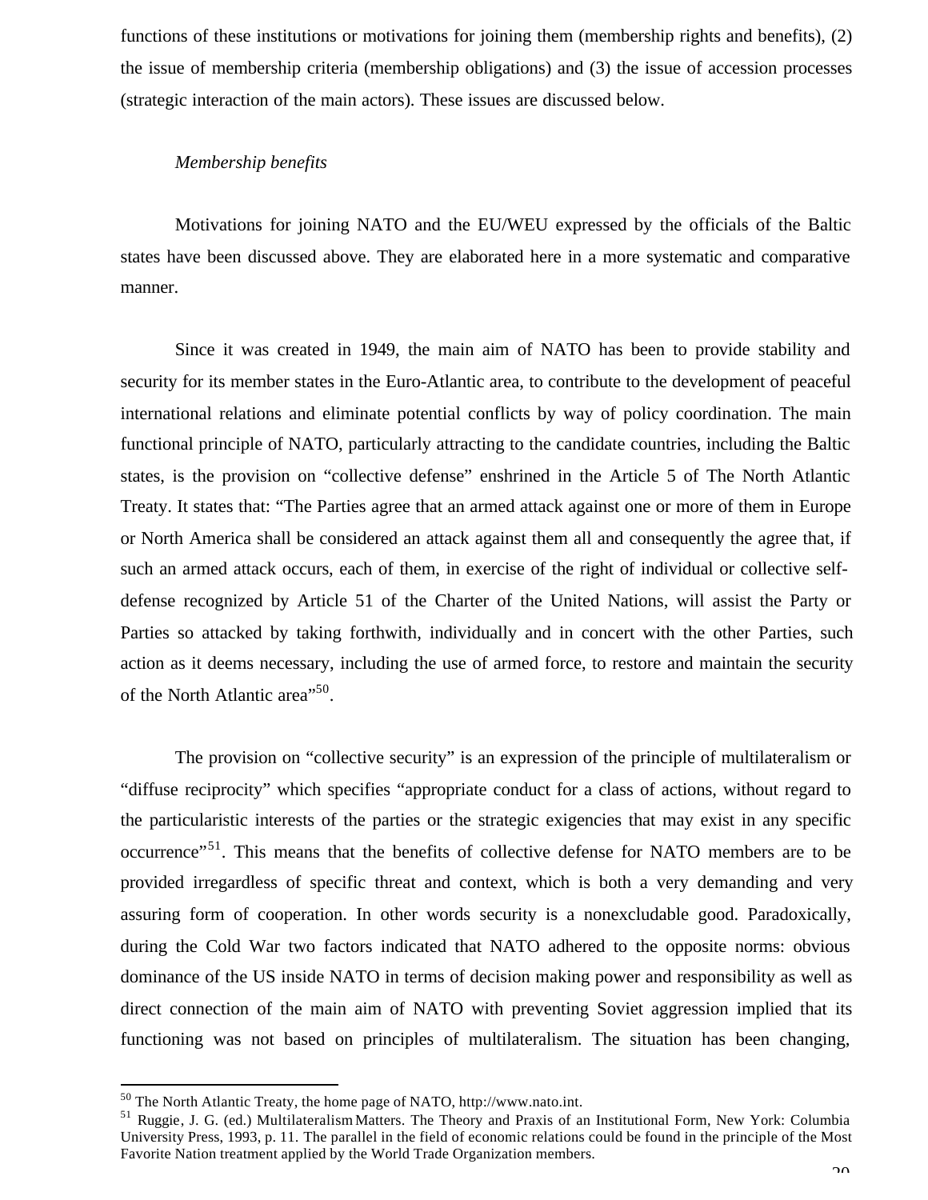functions of these institutions or motivations for joining them (membership rights and benefits), (2) the issue of membership criteria (membership obligations) and (3) the issue of accession processes (strategic interaction of the main actors). These issues are discussed below.

*Membership benefits*

Motivations for joining NATO and the EU/WEU expressed by the officials of the Baltic states have been discussed above. They are elaborated here in a more systematic and comparative manner.

Since it was created in 1949, the main aim of NATO has been to provide stability and security for its member states in the Euro-Atlantic area, to contribute to the development of peaceful international relations and eliminate potential conflicts by way of policy coordination. The main functional principle of NATO, particularly attracting to the candidate countries, including the Baltic states, is the provision on "collective defense" enshrined in the Article 5 of The North Atlantic Treaty. It states that: "The Parties agree that an armed attack against one or more of them in Europe or North America shall be considered an attack against them all and consequently the agree that, if such an armed attack occurs, each of them, in exercise of the right of individual or collective self-defense recognized by Article 51 of the Charter of the United Nations, will assist the Party or Parties so attacked by taking forthwith, individually and in concert with the other Parties, such action as it deems necessary, including the use of armed force, to restore and maintain the security of the North Atlantic area"[50].

The provision on "collective security" is an expression of the principle of multilateralism or "diffuse reciprocity" which specifies "appropriate conduct for a class of actions, without regard to the particularistic interests of the parties or the strategic exigencies that may exist in any specific occurrence"[51]. This means that the benefits of collective defense for NATO members are to be provided irregardless of specific threat and context, which is both a very demanding and very assuring form of cooperation. In other words security is a nonexcludable good. Paradoxically, during the Cold War two factors indicated that NATO adhered to the opposite norms: obvious dominance of the US inside NATO in terms of decision making power and responsibility as well as direct connection of the main aim of NATO with preventing Soviet aggression implied that its functioning was not based on principles of multilateralism. The situation has been changing,

---

[50] The North Atlantic Treaty, the home page of NATO, http://www.nato.int.

[51] Ruggie, J. G. (ed.) Multilateralism Matters. The Theory and Praxis of an Institutional Form, New York: Columbia University Press, 1993, p. 11. The parallel in the field of economic relations could be found in the principle of the Most Favorite Nation treatment applied by the World Trade Organization members.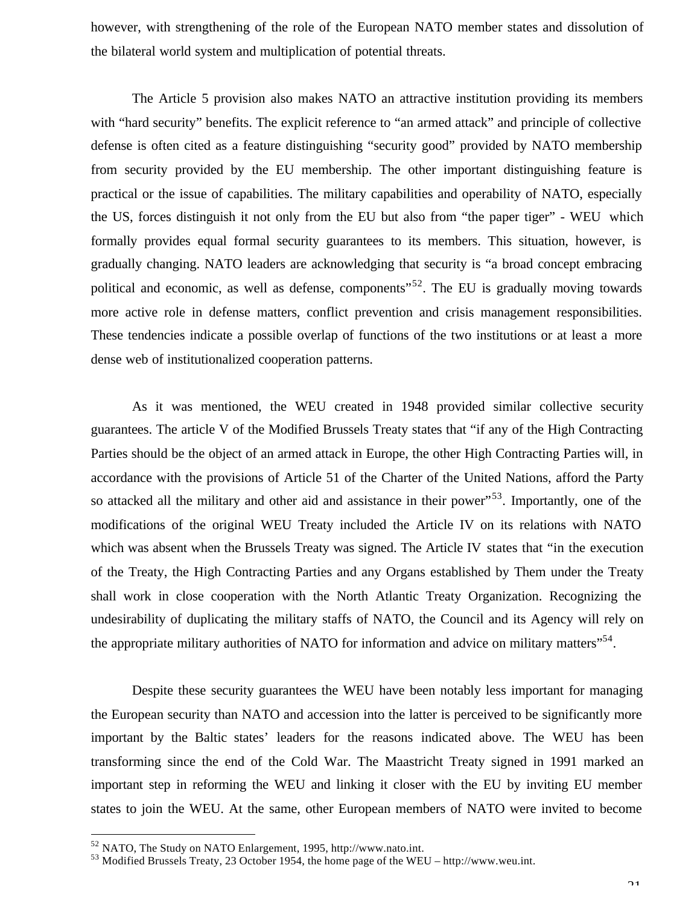however, with strengthening of the role of the European NATO member states and dissolution of the bilateral world system and multiplication of potential threats.

The Article 5 provision also makes NATO an attractive institution providing its members with "hard security" benefits. The explicit reference to "an armed attack" and principle of collective defense is often cited as a feature distinguishing "security good" provided by NATO membership from security provided by the EU membership. The other important distinguishing feature is practical or the issue of capabilities. The military capabilities and operability of NATO, especially the US, forces distinguish it not only from the EU but also from "the paper tiger" - WEU which formally provides equal formal security guarantees to its members. This situation, however, is gradually changing. NATO leaders are acknowledging that security is "a broad concept embracing political and economic, as well as defense, components"[52]. The EU is gradually moving towards more active role in defense matters, conflict prevention and crisis management responsibilities. These tendencies indicate a possible overlap of functions of the two institutions or at least a more dense web of institutionalized cooperation patterns.

As it was mentioned, the WEU created in 1948 provided similar collective security guarantees. The article V of the Modified Brussels Treaty states that "if any of the High Contracting Parties should be the object of an armed attack in Europe, the other High Contracting Parties will, in accordance with the provisions of Article 51 of the Charter of the United Nations, afford the Party so attacked all the military and other aid and assistance in their power"[53]. Importantly, one of the modifications of the original WEU Treaty included the Article IV on its relations with NATO which was absent when the Brussels Treaty was signed. The Article IV states that "in the execution of the Treaty, the High Contracting Parties and any Organs established by Them under the Treaty shall work in close cooperation with the North Atlantic Treaty Organization. Recognizing the undesirability of duplicating the military staffs of NATO, the Council and its Agency will rely on the appropriate military authorities of NATO for information and advice on military matters"[54].

Despite these security guarantees the WEU have been notably less important for managing the European security than NATO and accession into the latter is perceived to be significantly more important by the Baltic states' leaders for the reasons indicated above. The WEU has been transforming since the end of the Cold War. The Maastricht Treaty signed in 1991 marked an important step in reforming the WEU and linking it closer with the EU by inviting EU member states to join the WEU. At the same, other European members of NATO were invited to become

---

[52] NATO, The Study on NATO Enlargement, 1995, http://www.nato.int.

[53] Modified Brussels Treaty, 23 October 1954, the home page of the WEU – http://www.weu.int.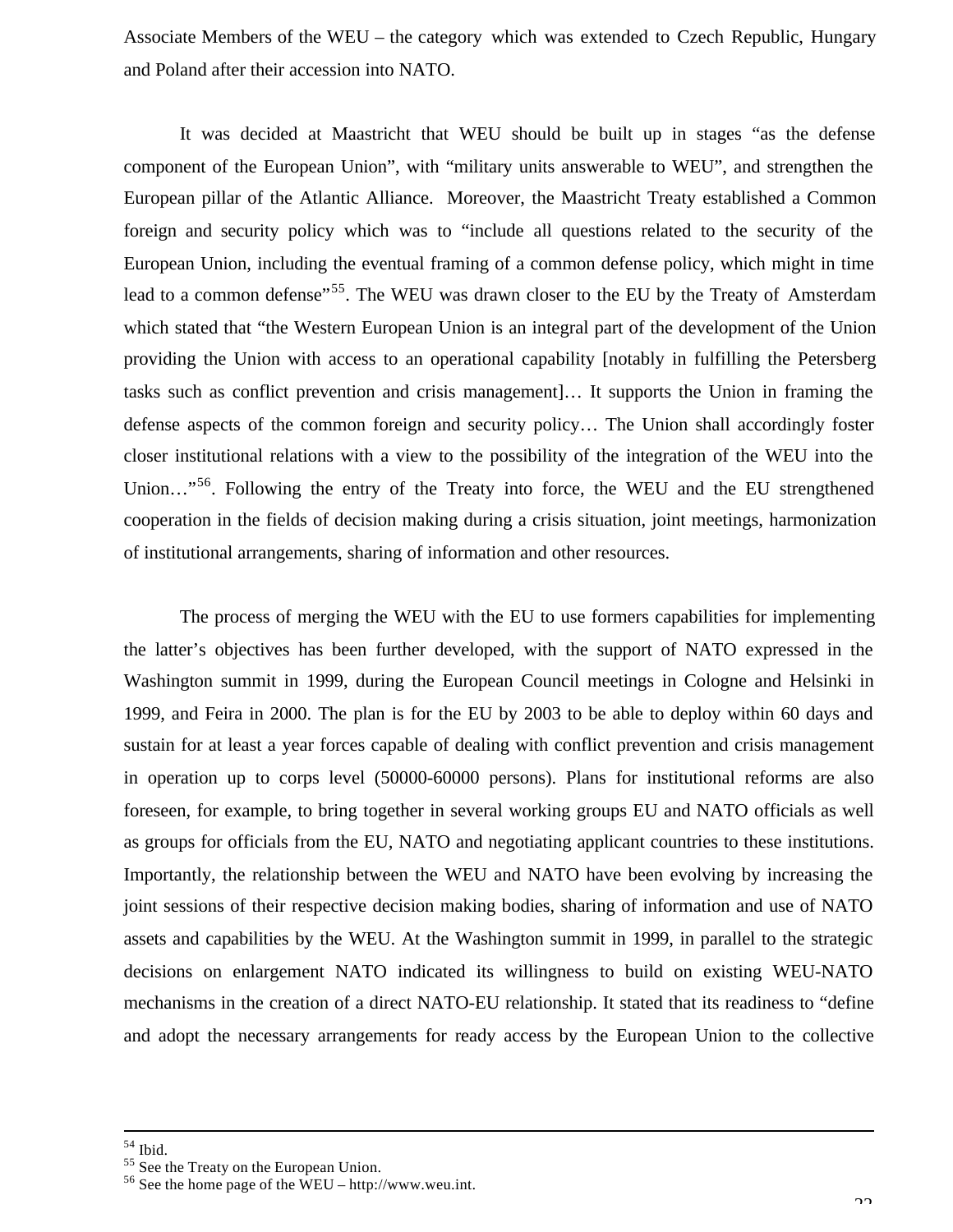Associate Members of the WEU – the category which was extended to Czech Republic, Hungary and Poland after their accession into NATO.

It was decided at Maastricht that WEU should be built up in stages "as the defense component of the European Union", with "military units answerable to WEU", and strengthen the European pillar of the Atlantic Alliance. Moreover, the Maastricht Treaty established a Common foreign and security policy which was to "include all questions related to the security of the European Union, including the eventual framing of a common defense policy, which might in time lead to a common defense"[55]. The WEU was drawn closer to the EU by the Treaty of Amsterdam which stated that "the Western European Union is an integral part of the development of the Union providing the Union with access to an operational capability [notably in fulfilling the Petersberg tasks such as conflict prevention and crisis management]… It supports the Union in framing the defense aspects of the common foreign and security policy… The Union shall accordingly foster closer institutional relations with a view to the possibility of the integration of the WEU into the Union…"[56]. Following the entry of the Treaty into force, the WEU and the EU strengthened cooperation in the fields of decision making during a crisis situation, joint meetings, harmonization of institutional arrangements, sharing of information and other resources.

The process of merging the WEU with the EU to use formers capabilities for implementing the latter's objectives has been further developed, with the support of NATO expressed in the Washington summit in 1999, during the European Council meetings in Cologne and Helsinki in 1999, and Feira in 2000. The plan is for the EU by 2003 to be able to deploy within 60 days and sustain for at least a year forces capable of dealing with conflict prevention and crisis management in operation up to corps level (50000-60000 persons). Plans for institutional reforms are also foreseen, for example, to bring together in several working groups EU and NATO officials as well as groups for officials from the EU, NATO and negotiating applicant countries to these institutions. Importantly, the relationship between the WEU and NATO have been evolving by increasing the joint sessions of their respective decision making bodies, sharing of information and use of NATO assets and capabilities by the WEU. At the Washington summit in 1999, in parallel to the strategic decisions on enlargement NATO indicated its willingness to build on existing WEU-NATO mechanisms in the creation of a direct NATO-EU relationship. It stated that its readiness to "define and adopt the necessary arrangements for ready access by the European Union to the collective

---

[54] Ibid.
[55] See the Treaty on the European Union.
[56] See the home page of the WEU – http://www.weu.int.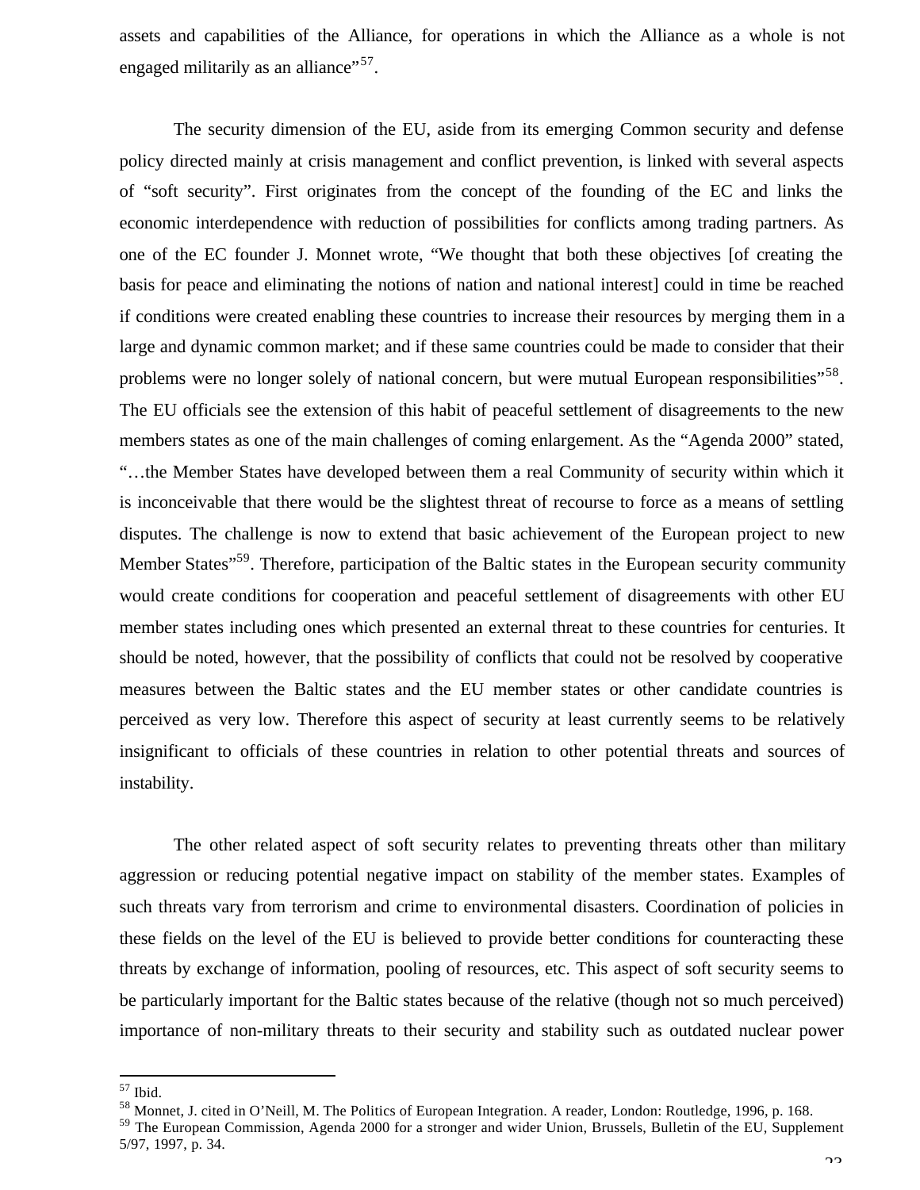assets and capabilities of the Alliance, for operations in which the Alliance as a whole is not engaged militarily as an alliance”[57].

The security dimension of the EU, aside from its emerging Common security and defense policy directed mainly at crisis management and conflict prevention, is linked with several aspects of “soft security”. First originates from the concept of the founding of the EC and links the economic interdependence with reduction of possibilities for conflicts among trading partners. As one of the EC founder J. Monnet wrote, “We thought that both these objectives [of creating the basis for peace and eliminating the notions of nation and national interest] could in time be reached if conditions were created enabling these countries to increase their resources by merging them in a large and dynamic common market; and if these same countries could be made to consider that their problems were no longer solely of national concern, but were mutual European responsibilities”[58]. The EU officials see the extension of this habit of peaceful settlement of disagreements to the new members states as one of the main challenges of coming enlargement. As the “Agenda 2000” stated, “…the Member States have developed between them a real Community of security within which it is inconceivable that there would be the slightest threat of recourse to force as a means of settling disputes. The challenge is now to extend that basic achievement of the European project to new Member States”[59]. Therefore, participation of the Baltic states in the European security community would create conditions for cooperation and peaceful settlement of disagreements with other EU member states including ones which presented an external threat to these countries for centuries. It should be noted, however, that the possibility of conflicts that could not be resolved by cooperative measures between the Baltic states and the EU member states or other candidate countries is perceived as very low. Therefore this aspect of security at least currently seems to be relatively insignificant to officials of these countries in relation to other potential threats and sources of instability.

The other related aspect of soft security relates to preventing threats other than military aggression or reducing potential negative impact on stability of the member states. Examples of such threats vary from terrorism and crime to environmental disasters. Coordination of policies in these fields on the level of the EU is believed to provide better conditions for counteracting these threats by exchange of information, pooling of resources, etc. This aspect of soft security seems to be particularly important for the Baltic states because of the relative (though not so much perceived) importance of non-military threats to their security and stability such as outdated nuclear power

---

[57] Ibid.

[58] Monnet, J. cited in O’Neill, M. The Politics of European Integration. A reader, London: Routledge, 1996, p. 168.

[59] The European Commission, Agenda 2000 for a stronger and wider Union, Brussels, Bulletin of the EU, Supplement 5/97, 1997, p. 34.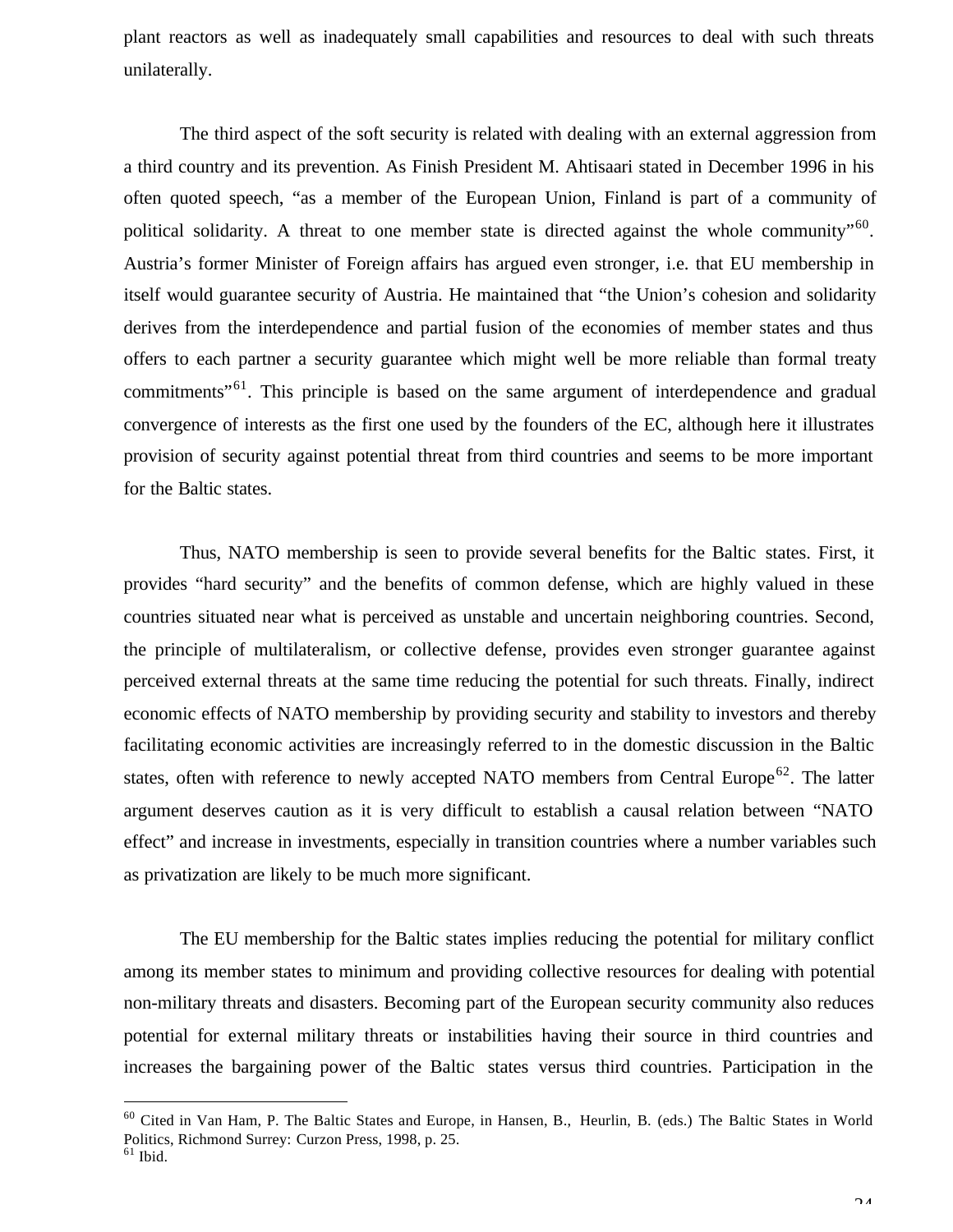plant reactors as well as inadequately small capabilities and resources to deal with such threats unilaterally.

The third aspect of the soft security is related with dealing with an external aggression from a third country and its prevention. As Finish President M. Ahtisaari stated in December 1996 in his often quoted speech, "as a member of the European Union, Finland is part of a community of political solidarity. A threat to one member state is directed against the whole community"[60]. Austria's former Minister of Foreign affairs has argued even stronger, i.e. that EU membership in itself would guarantee security of Austria. He maintained that "the Union's cohesion and solidarity derives from the interdependence and partial fusion of the economies of member states and thus offers to each partner a security guarantee which might well be more reliable than formal treaty commitments"[61]. This principle is based on the same argument of interdependence and gradual convergence of interests as the first one used by the founders of the EC, although here it illustrates provision of security against potential threat from third countries and seems to be more important for the Baltic states.

Thus, NATO membership is seen to provide several benefits for the Baltic states. First, it provides "hard security" and the benefits of common defense, which are highly valued in these countries situated near what is perceived as unstable and uncertain neighboring countries. Second, the principle of multilateralism, or collective defense, provides even stronger guarantee against perceived external threats at the same time reducing the potential for such threats. Finally, indirect economic effects of NATO membership by providing security and stability to investors and thereby facilitating economic activities are increasingly referred to in the domestic discussion in the Baltic states, often with reference to newly accepted NATO members from Central Europe[62]. The latter argument deserves caution as it is very difficult to establish a causal relation between "NATO effect" and increase in investments, especially in transition countries where a number variables such as privatization are likely to be much more significant.

The EU membership for the Baltic states implies reducing the potential for military conflict among its member states to minimum and providing collective resources for dealing with potential non-military threats and disasters. Becoming part of the European security community also reduces potential for external military threats or instabilities having their source in third countries and increases the bargaining power of the Baltic states versus third countries. Participation in the

---

[60] Cited in Van Ham, P. The Baltic States and Europe, in Hansen, B., Heurlin, B. (eds.) The Baltic States in World Politics, Richmond Surrey: Curzon Press, 1998, p. 25.

[61] Ibid.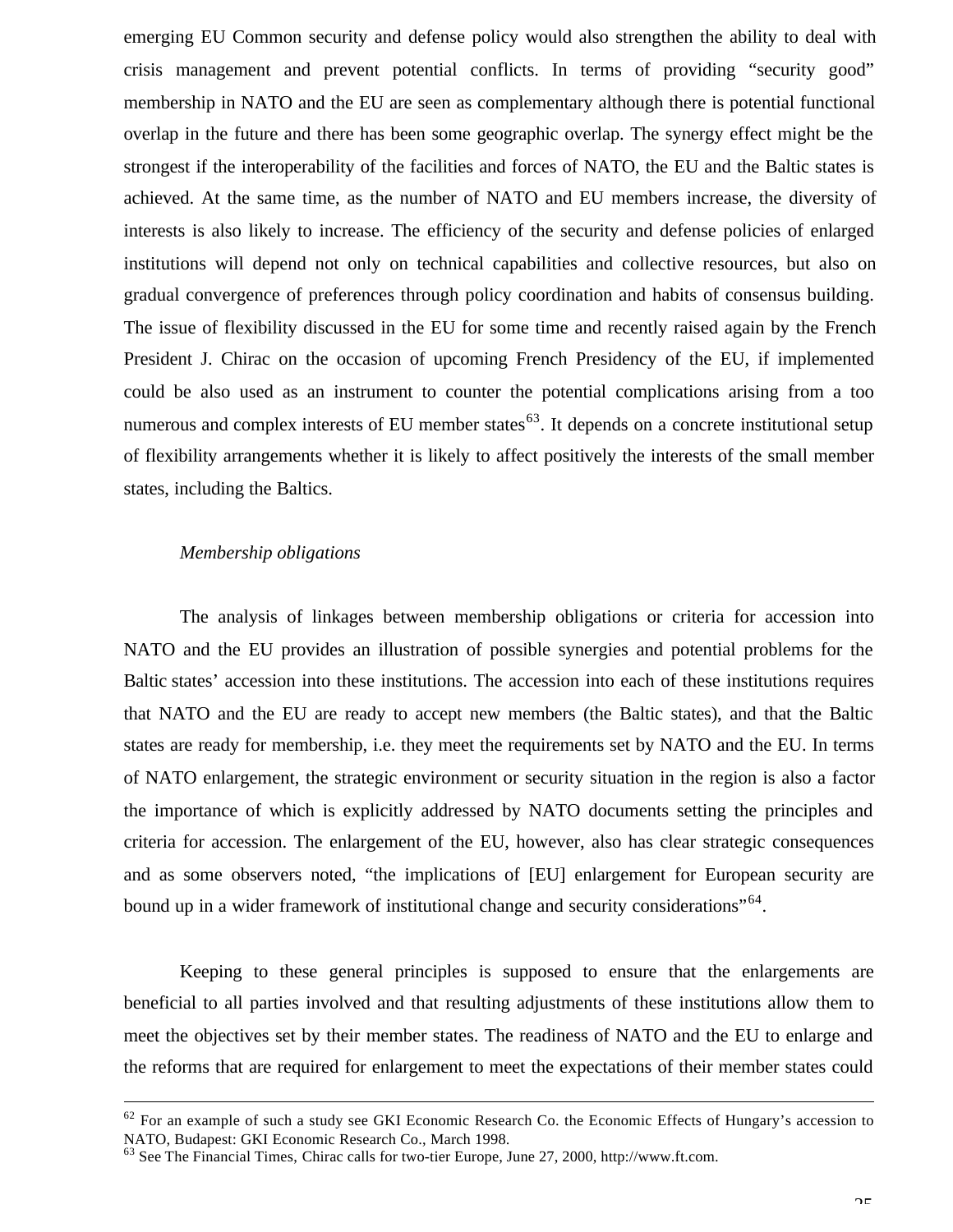emerging EU Common security and defense policy would also strengthen the ability to deal with crisis management and prevent potential conflicts. In terms of providing "security good" membership in NATO and the EU are seen as complementary although there is potential functional overlap in the future and there has been some geographic overlap. The synergy effect might be the strongest if the interoperability of the facilities and forces of NATO, the EU and the Baltic states is achieved. At the same time, as the number of NATO and EU members increase, the diversity of interests is also likely to increase. The efficiency of the security and defense policies of enlarged institutions will depend not only on technical capabilities and collective resources, but also on gradual convergence of preferences through policy coordination and habits of consensus building. The issue of flexibility discussed in the EU for some time and recently raised again by the French President J. Chirac on the occasion of upcoming French Presidency of the EU, if implemented could be also used as an instrument to counter the potential complications arising from a too numerous and complex interests of EU member states[63]. It depends on a concrete institutional setup of flexibility arrangements whether it is likely to affect positively the interests of the small member states, including the Baltics.

*Membership obligations*

The analysis of linkages between membership obligations or criteria for accession into NATO and the EU provides an illustration of possible synergies and potential problems for the Baltic states' accession into these institutions. The accession into each of these institutions requires that NATO and the EU are ready to accept new members (the Baltic states), and that the Baltic states are ready for membership, i.e. they meet the requirements set by NATO and the EU. In terms of NATO enlargement, the strategic environment or security situation in the region is also a factor the importance of which is explicitly addressed by NATO documents setting the principles and criteria for accession. The enlargement of the EU, however, also has clear strategic consequences and as some observers noted, "the implications of [EU] enlargement for European security are bound up in a wider framework of institutional change and security considerations"[64].

Keeping to these general principles is supposed to ensure that the enlargements are beneficial to all parties involved and that resulting adjustments of these institutions allow them to meet the objectives set by their member states. The readiness of NATO and the EU to enlarge and the reforms that are required for enlargement to meet the expectations of their member states could

---

[62] For an example of such a study see GKI Economic Research Co. the Economic Effects of Hungary's accession to NATO, Budapest: GKI Economic Research Co., March 1998.

[63] See The Financial Times, Chirac calls for two-tier Europe, June 27, 2000, http://www.ft.com.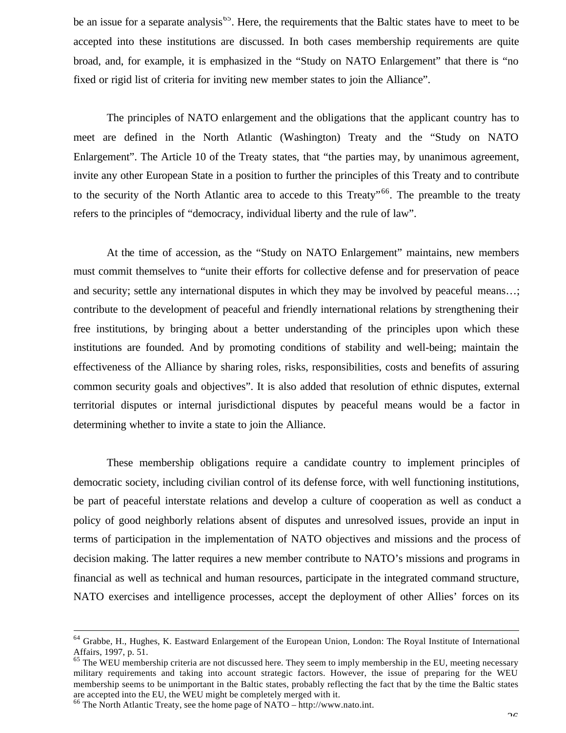be an issue for a separate analysis[65]. Here, the requirements that the Baltic states have to meet to be accepted into these institutions are discussed. In both cases membership requirements are quite broad, and, for example, it is emphasized in the "Study on NATO Enlargement" that there is "no fixed or rigid list of criteria for inviting new member states to join the Alliance".

The principles of NATO enlargement and the obligations that the applicant country has to meet are defined in the North Atlantic (Washington) Treaty and the "Study on NATO Enlargement". The Article 10 of the Treaty states, that "the parties may, by unanimous agreement, invite any other European State in a position to further the principles of this Treaty and to contribute to the security of the North Atlantic area to accede to this Treaty"[66]. The preamble to the treaty refers to the principles of "democracy, individual liberty and the rule of law".

At the time of accession, as the "Study on NATO Enlargement" maintains, new members must commit themselves to "unite their efforts for collective defense and for preservation of peace and security; settle any international disputes in which they may be involved by peaceful means…; contribute to the development of peaceful and friendly international relations by strengthening their free institutions, by bringing about a better understanding of the principles upon which these institutions are founded. And by promoting conditions of stability and well-being; maintain the effectiveness of the Alliance by sharing roles, risks, responsibilities, costs and benefits of assuring common security goals and objectives". It is also added that resolution of ethnic disputes, external territorial disputes or internal jurisdictional disputes by peaceful means would be a factor in determining whether to invite a state to join the Alliance.

These membership obligations require a candidate country to implement principles of democratic society, including civilian control of its defense force, with well functioning institutions, be part of peaceful interstate relations and develop a culture of cooperation as well as conduct a policy of good neighborly relations absent of disputes and unresolved issues, provide an input in terms of participation in the implementation of NATO objectives and missions and the process of decision making. The latter requires a new member contribute to NATO's missions and programs in financial as well as technical and human resources, participate in the integrated command structure, NATO exercises and intelligence processes, accept the deployment of other Allies' forces on its

---

[64] Grabbe, H., Hughes, K. Eastward Enlargement of the European Union, London: The Royal Institute of International Affairs, 1997, p. 51.

[65] The WEU membership criteria are not discussed here. They seem to imply membership in the EU, meeting necessary military requirements and taking into account strategic factors. However, the issue of preparing for the WEU membership seems to be unimportant in the Baltic states, probably reflecting the fact that by the time the Baltic states are accepted into the EU, the WEU might be completely merged with it.

[66] The North Atlantic Treaty, see the home page of NATO – http://www.nato.int.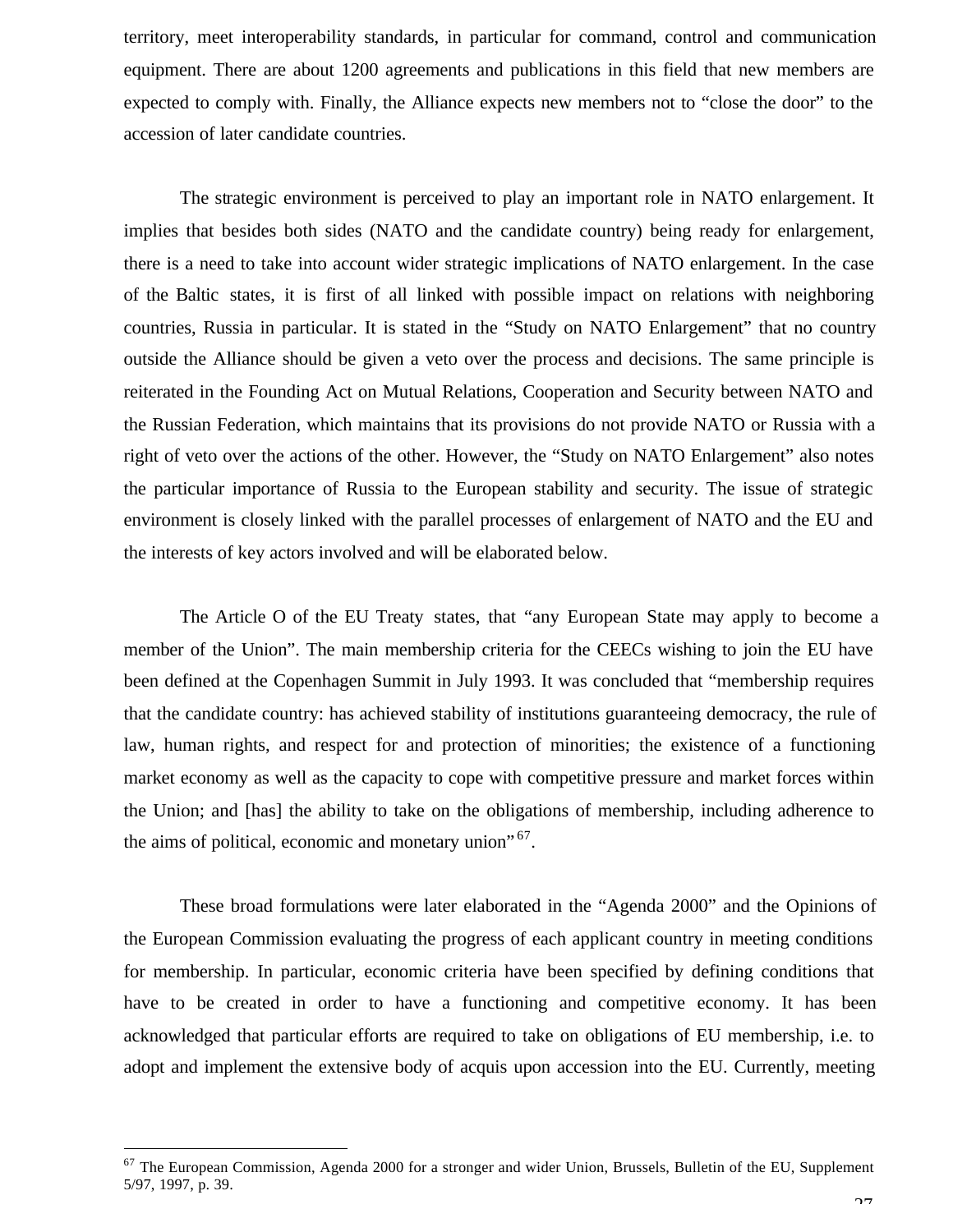territory, meet interoperability standards, in particular for command, control and communication equipment. There are about 1200 agreements and publications in this field that new members are expected to comply with. Finally, the Alliance expects new members not to "close the door" to the accession of later candidate countries.

The strategic environment is perceived to play an important role in NATO enlargement. It implies that besides both sides (NATO and the candidate country) being ready for enlargement, there is a need to take into account wider strategic implications of NATO enlargement. In the case of the Baltic states, it is first of all linked with possible impact on relations with neighboring countries, Russia in particular. It is stated in the "Study on NATO Enlargement" that no country outside the Alliance should be given a veto over the process and decisions. The same principle is reiterated in the Founding Act on Mutual Relations, Cooperation and Security between NATO and the Russian Federation, which maintains that its provisions do not provide NATO or Russia with a right of veto over the actions of the other. However, the "Study on NATO Enlargement" also notes the particular importance of Russia to the European stability and security. The issue of strategic environment is closely linked with the parallel processes of enlargement of NATO and the EU and the interests of key actors involved and will be elaborated below.

The Article O of the EU Treaty states, that "any European State may apply to become a member of the Union". The main membership criteria for the CEECs wishing to join the EU have been defined at the Copenhagen Summit in July 1993. It was concluded that "membership requires that the candidate country: has achieved stability of institutions guaranteeing democracy, the rule of law, human rights, and respect for and protection of minorities; the existence of a functioning market economy as well as the capacity to cope with competitive pressure and market forces within the Union; and [has] the ability to take on the obligations of membership, including adherence to the aims of political, economic and monetary union"[67].

These broad formulations were later elaborated in the "Agenda 2000" and the Opinions of the European Commission evaluating the progress of each applicant country in meeting conditions for membership. In particular, economic criteria have been specified by defining conditions that have to be created in order to have a functioning and competitive economy. It has been acknowledged that particular efforts are required to take on obligations of EU membership, i.e. to adopt and implement the extensive body of acquis upon accession into the EU. Currently, meeting

---

[67] The European Commission, Agenda 2000 for a stronger and wider Union, Brussels, Bulletin of the EU, Supplement 5/97, 1997, p. 39.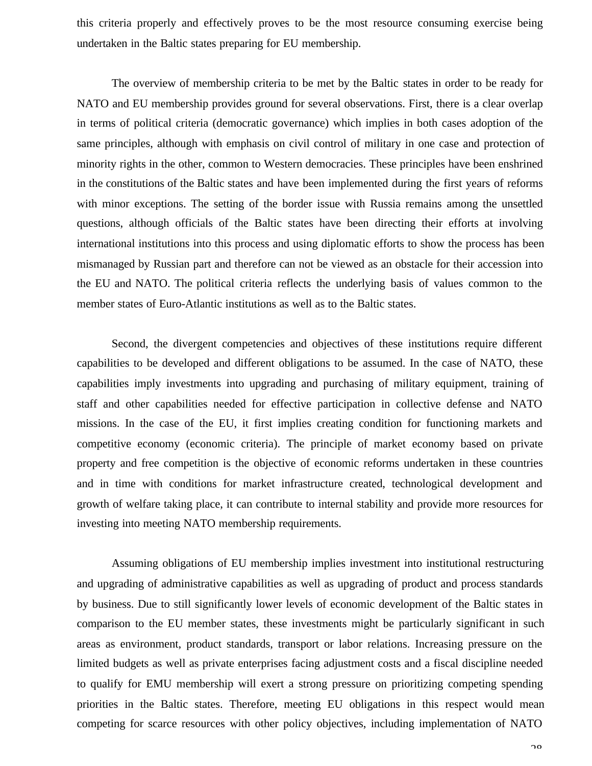this criteria properly and effectively proves to be the most resource consuming exercise being undertaken in the Baltic states preparing for EU membership.

The overview of membership criteria to be met by the Baltic states in order to be ready for NATO and EU membership provides ground for several observations. First, there is a clear overlap in terms of political criteria (democratic governance) which implies in both cases adoption of the same principles, although with emphasis on civil control of military in one case and protection of minority rights in the other, common to Western democracies. These principles have been enshrined in the constitutions of the Baltic states and have been implemented during the first years of reforms with minor exceptions. The setting of the border issue with Russia remains among the unsettled questions, although officials of the Baltic states have been directing their efforts at involving international institutions into this process and using diplomatic efforts to show the process has been mismanaged by Russian part and therefore can not be viewed as an obstacle for their accession into the EU and NATO. The political criteria reflects the underlying basis of values common to the member states of Euro-Atlantic institutions as well as to the Baltic states.

Second, the divergent competencies and objectives of these institutions require different capabilities to be developed and different obligations to be assumed. In the case of NATO, these capabilities imply investments into upgrading and purchasing of military equipment, training of staff and other capabilities needed for effective participation in collective defense and NATO missions. In the case of the EU, it first implies creating condition for functioning markets and competitive economy (economic criteria). The principle of market economy based on private property and free competition is the objective of economic reforms undertaken in these countries and in time with conditions for market infrastructure created, technological development and growth of welfare taking place, it can contribute to internal stability and provide more resources for investing into meeting NATO membership requirements.

Assuming obligations of EU membership implies investment into institutional restructuring and upgrading of administrative capabilities as well as upgrading of product and process standards by business. Due to still significantly lower levels of economic development of the Baltic states in comparison to the EU member states, these investments might be particularly significant in such areas as environment, product standards, transport or labor relations. Increasing pressure on the limited budgets as well as private enterprises facing adjustment costs and a fiscal discipline needed to qualify for EMU membership will exert a strong pressure on prioritizing competing spending priorities in the Baltic states. Therefore, meeting EU obligations in this respect would mean competing for scarce resources with other policy objectives, including implementation of NATO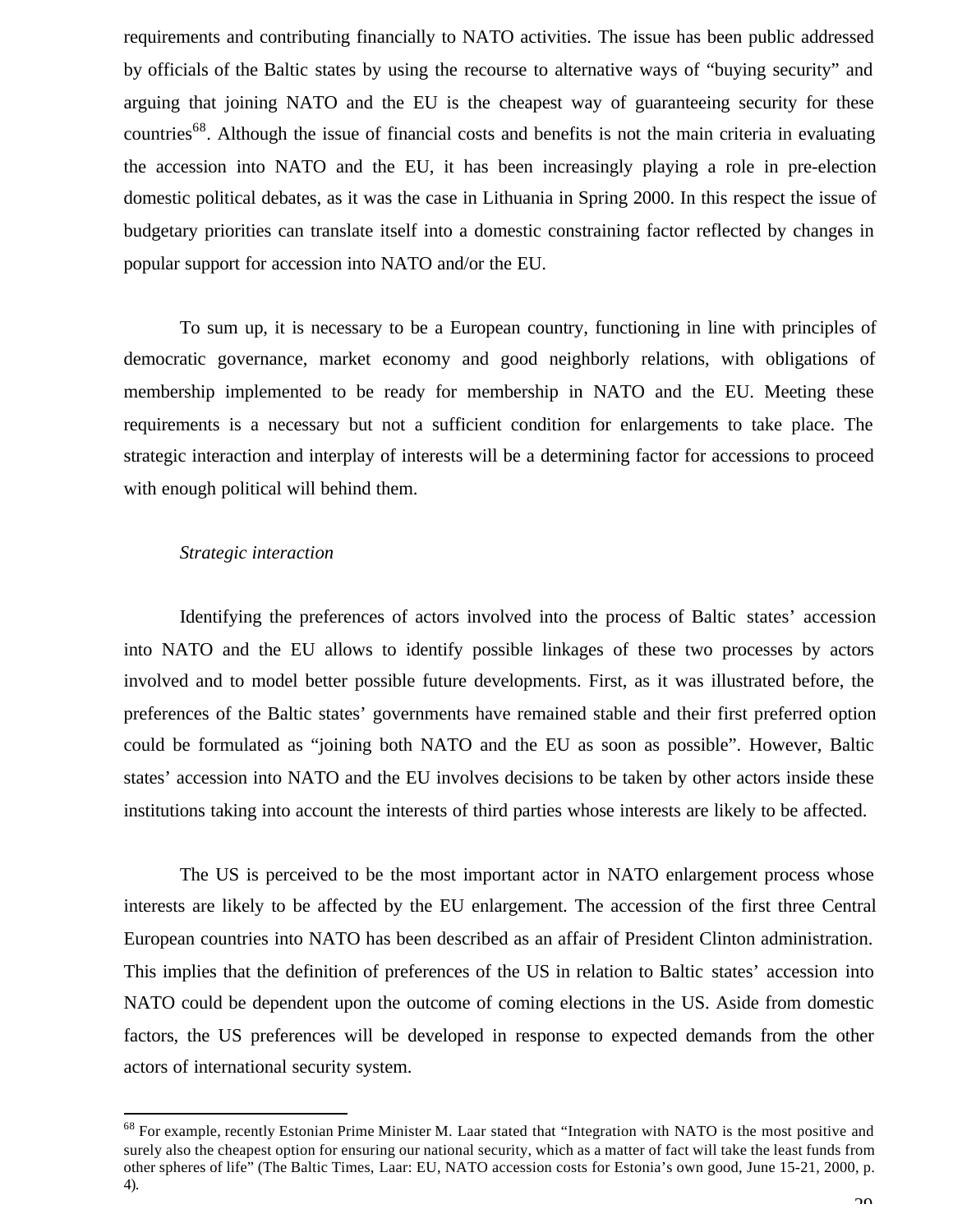requirements and contributing financially to NATO activities. The issue has been public addressed by officials of the Baltic states by using the recourse to alternative ways of "buying security" and arguing that joining NATO and the EU is the cheapest way of guaranteeing security for these countries[68]. Although the issue of financial costs and benefits is not the main criteria in evaluating the accession into NATO and the EU, it has been increasingly playing a role in pre-election domestic political debates, as it was the case in Lithuania in Spring 2000. In this respect the issue of budgetary priorities can translate itself into a domestic constraining factor reflected by changes in popular support for accession into NATO and/or the EU.

To sum up, it is necessary to be a European country, functioning in line with principles of democratic governance, market economy and good neighborly relations, with obligations of membership implemented to be ready for membership in NATO and the EU. Meeting these requirements is a necessary but not a sufficient condition for enlargements to take place. The strategic interaction and interplay of interests will be a determining factor for accessions to proceed with enough political will behind them.

*Strategic interaction*

Identifying the preferences of actors involved into the process of Baltic states' accession into NATO and the EU allows to identify possible linkages of these two processes by actors involved and to model better possible future developments. First, as it was illustrated before, the preferences of the Baltic states' governments have remained stable and their first preferred option could be formulated as "joining both NATO and the EU as soon as possible". However, Baltic states' accession into NATO and the EU involves decisions to be taken by other actors inside these institutions taking into account the interests of third parties whose interests are likely to be affected.

The US is perceived to be the most important actor in NATO enlargement process whose interests are likely to be affected by the EU enlargement. The accession of the first three Central European countries into NATO has been described as an affair of President Clinton administration. This implies that the definition of preferences of the US in relation to Baltic states' accession into NATO could be dependent upon the outcome of coming elections in the US. Aside from domestic factors, the US preferences will be developed in response to expected demands from the other actors of international security system.

---

[68] For example, recently Estonian Prime Minister M. Laar stated that "Integration with NATO is the most positive and surely also the cheapest option for ensuring our national security, which as a matter of fact will take the least funds from other spheres of life" (The Baltic Times, Laar: EU, NATO accession costs for Estonia's own good, June 15-21, 2000, p. 4).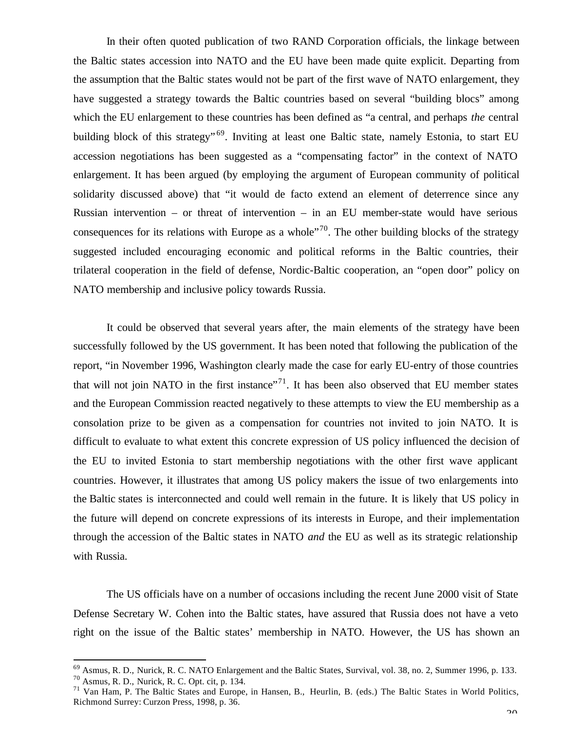In their often quoted publication of two RAND Corporation officials, the linkage between the Baltic states accession into NATO and the EU have been made quite explicit. Departing from the assumption that the Baltic states would not be part of the first wave of NATO enlargement, they have suggested a strategy towards the Baltic countries based on several "building blocs" among which the EU enlargement to these countries has been defined as "a central, and perhaps *the* central building block of this strategy"[69]. Inviting at least one Baltic state, namely Estonia, to start EU accession negotiations has been suggested as a "compensating factor" in the context of NATO enlargement. It has been argued (by employing the argument of European community of political solidarity discussed above) that "it would de facto extend an element of deterrence since any Russian intervention – or threat of intervention – in an EU member-state would have serious consequences for its relations with Europe as a whole"[70]. The other building blocks of the strategy suggested included encouraging economic and political reforms in the Baltic countries, their trilateral cooperation in the field of defense, Nordic-Baltic cooperation, an "open door" policy on NATO membership and inclusive policy towards Russia.

It could be observed that several years after, the main elements of the strategy have been successfully followed by the US government. It has been noted that following the publication of the report, "in November 1996, Washington clearly made the case for early EU-entry of those countries that will not join NATO in the first instance"[71]. It has been also observed that EU member states and the European Commission reacted negatively to these attempts to view the EU membership as a consolation prize to be given as a compensation for countries not invited to join NATO. It is difficult to evaluate to what extent this concrete expression of US policy influenced the decision of the EU to invited Estonia to start membership negotiations with the other first wave applicant countries. However, it illustrates that among US policy makers the issue of two enlargements into the Baltic states is interconnected and could well remain in the future. It is likely that US policy in the future will depend on concrete expressions of its interests in Europe, and their implementation through the accession of the Baltic states in NATO *and* the EU as well as its strategic relationship with Russia.

The US officials have on a number of occasions including the recent June 2000 visit of State Defense Secretary W. Cohen into the Baltic states, have assured that Russia does not have a veto right on the issue of the Baltic states' membership in NATO. However, the US has shown an

---

[69] Asmus, R. D., Nurick, R. C. NATO Enlargement and the Baltic States, Survival, vol. 38, no. 2, Summer 1996, p. 133.
[70] Asmus, R. D., Nurick, R. C. Opt. cit, p. 134.
[71] Van Ham, P. The Baltic States and Europe, in Hansen, B., Heurlin, B. (eds.) The Baltic States in World Politics, Richmond Surrey: Curzon Press, 1998, p. 36.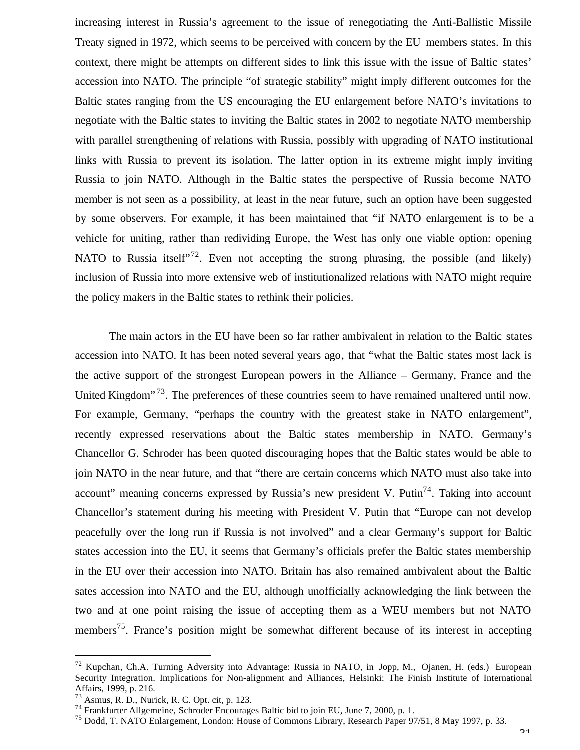increasing interest in Russia's agreement to the issue of renegotiating the Anti-Ballistic Missile Treaty signed in 1972, which seems to be perceived with concern by the EU members states. In this context, there might be attempts on different sides to link this issue with the issue of Baltic states' accession into NATO. The principle "of strategic stability" might imply different outcomes for the Baltic states ranging from the US encouraging the EU enlargement before NATO's invitations to negotiate with the Baltic states to inviting the Baltic states in 2002 to negotiate NATO membership with parallel strengthening of relations with Russia, possibly with upgrading of NATO institutional links with Russia to prevent its isolation. The latter option in its extreme might imply inviting Russia to join NATO. Although in the Baltic states the perspective of Russia become NATO member is not seen as a possibility, at least in the near future, such an option have been suggested by some observers. For example, it has been maintained that "if NATO enlargement is to be a vehicle for uniting, rather than redividing Europe, the West has only one viable option: opening NATO to Russia itself"[72]. Even not accepting the strong phrasing, the possible (and likely) inclusion of Russia into more extensive web of institutionalized relations with NATO might require the policy makers in the Baltic states to rethink their policies.

The main actors in the EU have been so far rather ambivalent in relation to the Baltic states accession into NATO. It has been noted several years ago, that "what the Baltic states most lack is the active support of the strongest European powers in the Alliance – Germany, France and the United Kingdom"[73]. The preferences of these countries seem to have remained unaltered until now. For example, Germany, "perhaps the country with the greatest stake in NATO enlargement", recently expressed reservations about the Baltic states membership in NATO. Germany's Chancellor G. Schroder has been quoted discouraging hopes that the Baltic states would be able to join NATO in the near future, and that "there are certain concerns which NATO must also take into account" meaning concerns expressed by Russia's new president V. Putin[74]. Taking into account Chancellor's statement during his meeting with President V. Putin that "Europe can not develop peacefully over the long run if Russia is not involved" and a clear Germany's support for Baltic states accession into the EU, it seems that Germany's officials prefer the Baltic states membership in the EU over their accession into NATO. Britain has also remained ambivalent about the Baltic sates accession into NATO and the EU, although unofficially acknowledging the link between the two and at one point raising the issue of accepting them as a WEU members but not NATO members[75]. France's position might be somewhat different because of its interest in accepting

---

[72] Kupchan, Ch.A. Turning Adversity into Advantage: Russia in NATO, in Jopp, M., Ojanen, H. (eds.) European Security Integration. Implications for Non-alignment and Alliances, Helsinki: The Finish Institute of International Affairs, 1999, p. 216.

[73] Asmus, R. D., Nurick, R. C. Opt. cit, p. 123.

[74] Frankfurter Allgemeine, Schroder Encourages Baltic bid to join EU, June 7, 2000, p. 1.

[75] Dodd, T. NATO Enlargement, London: House of Commons Library, Research Paper 97/51, 8 May 1997, p. 33.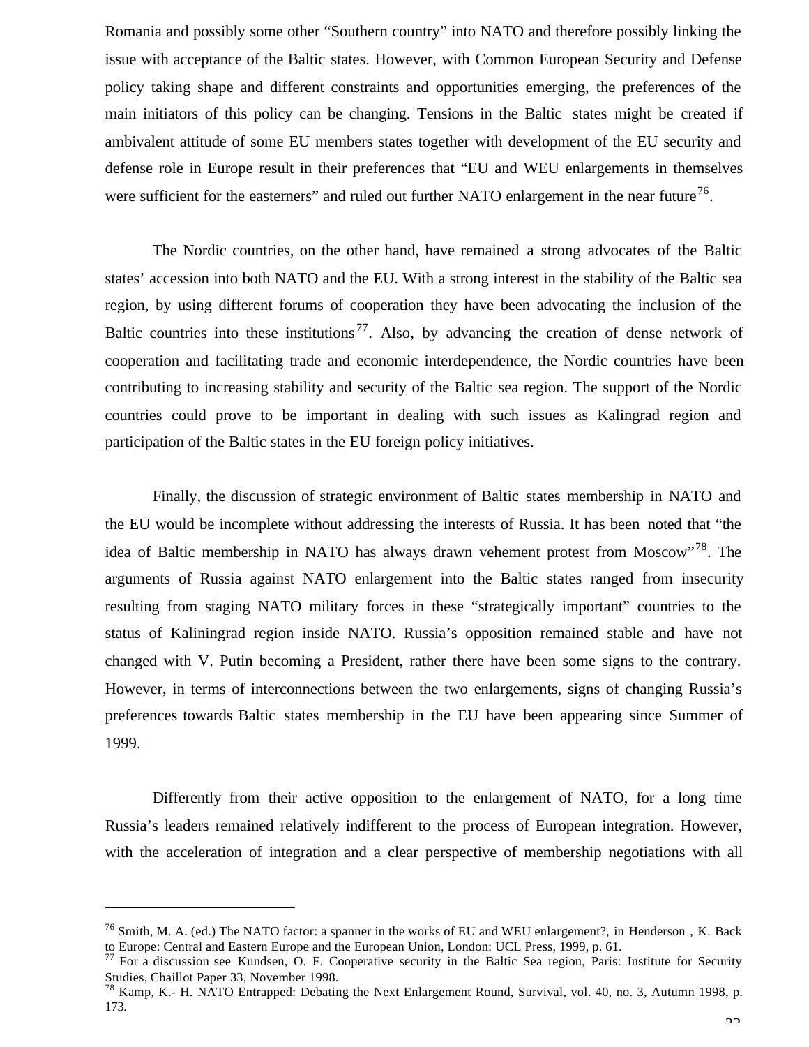Romania and possibly some other "Southern country" into NATO and therefore possibly linking the issue with acceptance of the Baltic states. However, with Common European Security and Defense policy taking shape and different constraints and opportunities emerging, the preferences of the main initiators of this policy can be changing. Tensions in the Baltic states might be created if ambivalent attitude of some EU members states together with development of the EU security and defense role in Europe result in their preferences that "EU and WEU enlargements in themselves were sufficient for the easterners" and ruled out further NATO enlargement in the near future[76].

The Nordic countries, on the other hand, have remained a strong advocates of the Baltic states' accession into both NATO and the EU. With a strong interest in the stability of the Baltic sea region, by using different forums of cooperation they have been advocating the inclusion of the Baltic countries into these institutions[77]. Also, by advancing the creation of dense network of cooperation and facilitating trade and economic interdependence, the Nordic countries have been contributing to increasing stability and security of the Baltic sea region. The support of the Nordic countries could prove to be important in dealing with such issues as Kalingrad region and participation of the Baltic states in the EU foreign policy initiatives.

Finally, the discussion of strategic environment of Baltic states membership in NATO and the EU would be incomplete without addressing the interests of Russia. It has been noted that "the idea of Baltic membership in NATO has always drawn vehement protest from Moscow"[78]. The arguments of Russia against NATO enlargement into the Baltic states ranged from insecurity resulting from staging NATO military forces in these "strategically important" countries to the status of Kaliningrad region inside NATO. Russia's opposition remained stable and have not changed with V. Putin becoming a President, rather there have been some signs to the contrary. However, in terms of interconnections between the two enlargements, signs of changing Russia's preferences towards Baltic states membership in the EU have been appearing since Summer of 1999.

Differently from their active opposition to the enlargement of NATO, for a long time Russia's leaders remained relatively indifferent to the process of European integration. However, with the acceleration of integration and a clear perspective of membership negotiations with all

---

[76] Smith, M. A. (ed.) The NATO factor: a spanner in the works of EU and WEU enlargement?, in Henderson , K. Back to Europe: Central and Eastern Europe and the European Union, London: UCL Press, 1999, p. 61.

[77] For a discussion see Kundsen, O. F. Cooperative security in the Baltic Sea region, Paris: Institute for Security Studies, Chaillot Paper 33, November 1998.

[78] Kamp, K.- H. NATO Entrapped: Debating the Next Enlargement Round, Survival, vol. 40, no. 3, Autumn 1998, p. 173.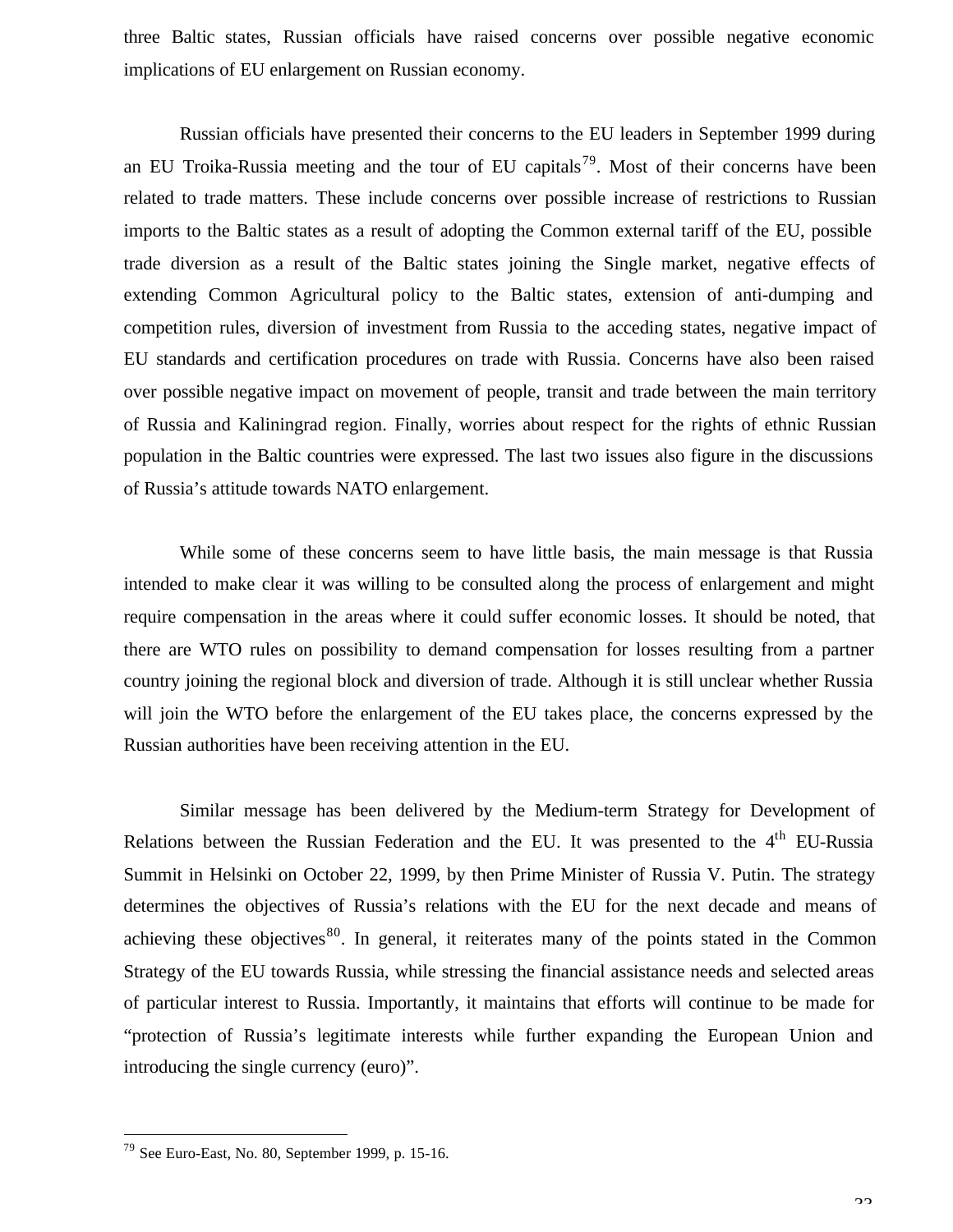three Baltic states, Russian officials have raised concerns over possible negative economic implications of EU enlargement on Russian economy.

Russian officials have presented their concerns to the EU leaders in September 1999 during an EU Troika-Russia meeting and the tour of EU capitals[79]. Most of their concerns have been related to trade matters. These include concerns over possible increase of restrictions to Russian imports to the Baltic states as a result of adopting the Common external tariff of the EU, possible trade diversion as a result of the Baltic states joining the Single market, negative effects of extending Common Agricultural policy to the Baltic states, extension of anti-dumping and competition rules, diversion of investment from Russia to the acceding states, negative impact of EU standards and certification procedures on trade with Russia. Concerns have also been raised over possible negative impact on movement of people, transit and trade between the main territory of Russia and Kaliningrad region. Finally, worries about respect for the rights of ethnic Russian population in the Baltic countries were expressed. The last two issues also figure in the discussions of Russia's attitude towards NATO enlargement.

While some of these concerns seem to have little basis, the main message is that Russia intended to make clear it was willing to be consulted along the process of enlargement and might require compensation in the areas where it could suffer economic losses. It should be noted, that there are WTO rules on possibility to demand compensation for losses resulting from a partner country joining the regional block and diversion of trade. Although it is still unclear whether Russia will join the WTO before the enlargement of the EU takes place, the concerns expressed by the Russian authorities have been receiving attention in the EU.

Similar message has been delivered by the Medium-term Strategy for Development of Relations between the Russian Federation and the EU. It was presented to the 4th EU-Russia Summit in Helsinki on October 22, 1999, by then Prime Minister of Russia V. Putin. The strategy determines the objectives of Russia's relations with the EU for the next decade and means of achieving these objectives[80]. In general, it reiterates many of the points stated in the Common Strategy of the EU towards Russia, while stressing the financial assistance needs and selected areas of particular interest to Russia. Importantly, it maintains that efforts will continue to be made for "protection of Russia's legitimate interests while further expanding the European Union and introducing the single currency (euro)".

---

[79] See Euro-East, No. 80, September 1999, p. 15-16.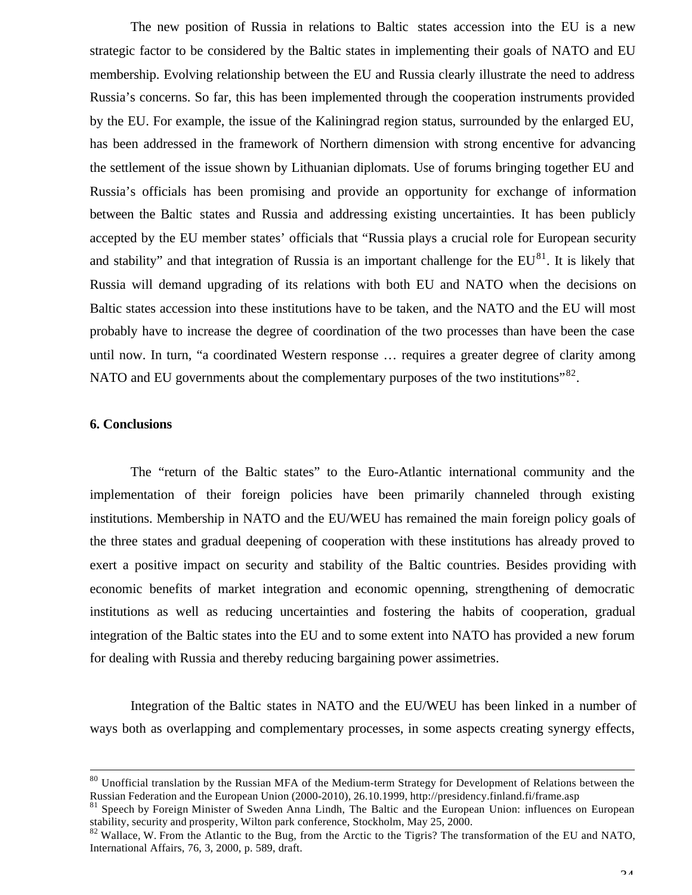The new position of Russia in relations to Baltic states accession into the EU is a new strategic factor to be considered by the Baltic states in implementing their goals of NATO and EU membership. Evolving relationship between the EU and Russia clearly illustrate the need to address Russia's concerns. So far, this has been implemented through the cooperation instruments provided by the EU. For example, the issue of the Kaliningrad region status, surrounded by the enlarged EU, has been addressed in the framework of Northern dimension with strong encentive for advancing the settlement of the issue shown by Lithuanian diplomats. Use of forums bringing together EU and Russia's officials has been promising and provide an opportunity for exchange of information between the Baltic states and Russia and addressing existing uncertainties. It has been publicly accepted by the EU member states' officials that "Russia plays a crucial role for European security and stability" and that integration of Russia is an important challenge for the EU[81]. It is likely that Russia will demand upgrading of its relations with both EU and NATO when the decisions on Baltic states accession into these institutions have to be taken, and the NATO and the EU will most probably have to increase the degree of coordination of the two processes than have been the case until now. In turn, "a coordinated Western response … requires a greater degree of clarity among NATO and EU governments about the complementary purposes of the two institutions"[82].

**6. Conclusions**

The "return of the Baltic states" to the Euro-Atlantic international community and the implementation of their foreign policies have been primarily channeled through existing institutions. Membership in NATO and the EU/WEU has remained the main foreign policy goals of the three states and gradual deepening of cooperation with these institutions has already proved to exert a positive impact on security and stability of the Baltic countries. Besides providing with economic benefits of market integration and economic openning, strengthening of democratic institutions as well as reducing uncertainties and fostering the habits of cooperation, gradual integration of the Baltic states into the EU and to some extent into NATO has provided a new forum for dealing with Russia and thereby reducing bargaining power assimetries.

Integration of the Baltic states in NATO and the EU/WEU has been linked in a number of ways both as overlapping and complementary processes, in some aspects creating synergy effects,

---

[80] Unofficial translation by the Russian MFA of the Medium-term Strategy for Development of Relations between the Russian Federation and the European Union (2000-2010), 26.10.1999, http://presidency.finland.fi/frame.asp

[81] Speech by Foreign Minister of Sweden Anna Lindh, The Baltic and the European Union: influences on European stability, security and prosperity, Wilton park conference, Stockholm, May 25, 2000.

[82] Wallace, W. From the Atlantic to the Bug, from the Arctic to the Tigris? The transformation of the EU and NATO, International Affairs, 76, 3, 2000, p. 589, draft.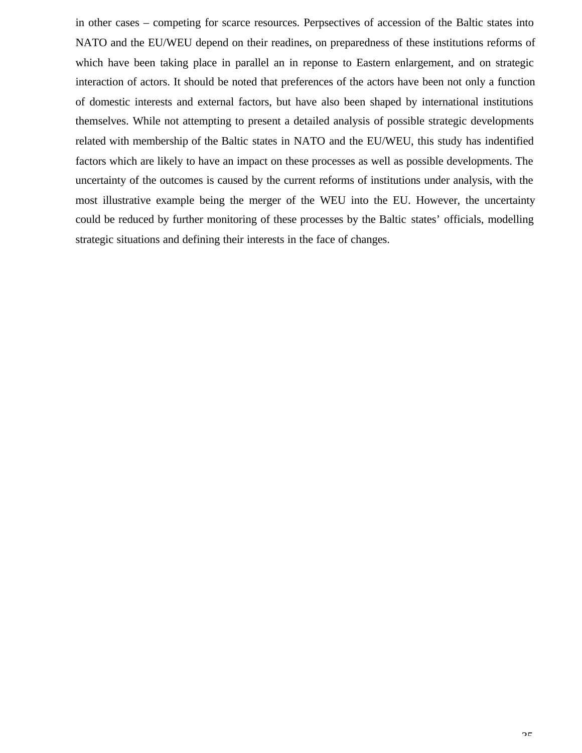in other cases – competing for scarce resources. Perpsectives of accession of the Baltic states into NATO and the EU/WEU depend on their readines, on preparedness of these institutions reforms of which have been taking place in parallel an in reponse to Eastern enlargement, and on strategic interaction of actors. It should be noted that preferences of the actors have been not only a function of domestic interests and external factors, but have also been shaped by international institutions themselves. While not attempting to present a detailed analysis of possible strategic developments related with membership of the Baltic states in NATO and the EU/WEU, this study has indentified factors which are likely to have an impact on these processes as well as possible developments. The uncertainty of the outcomes is caused by the current reforms of institutions under analysis, with the most illustrative example being the merger of the WEU into the EU. However, the uncertainty could be reduced by further monitoring of these processes by the Baltic states' officials, modelling strategic situations and defining their interests in the face of changes.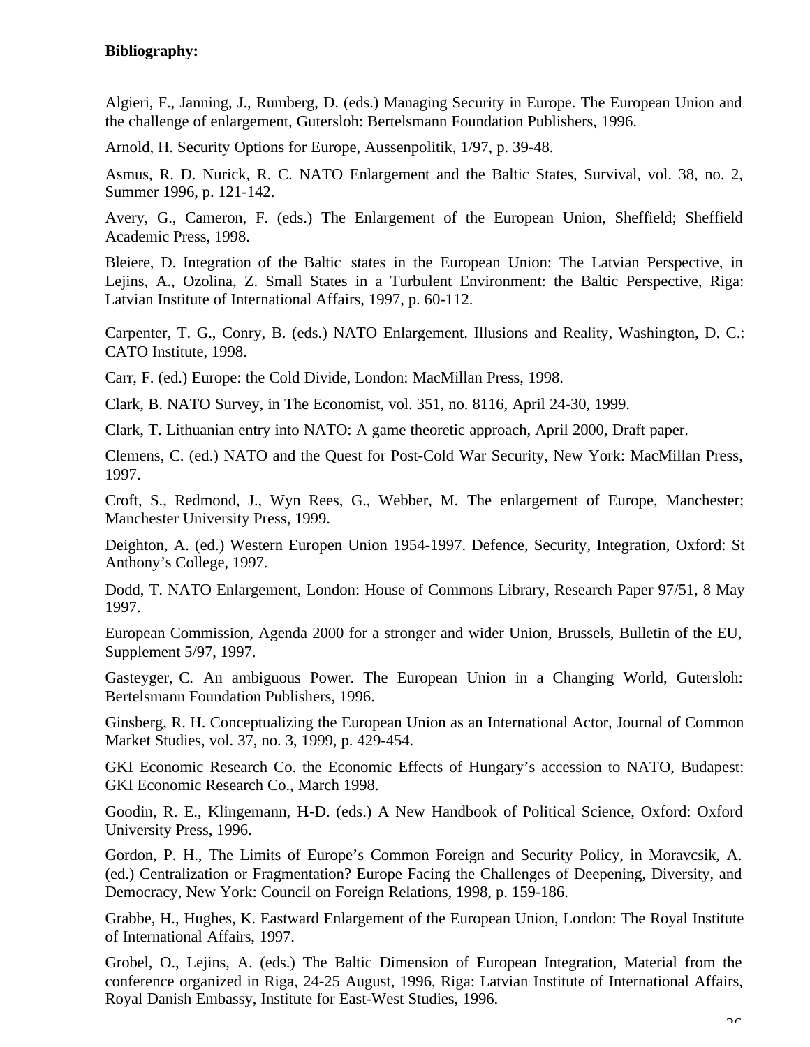**Bibliography:**

Algieri, F., Janning, J., Rumberg, D. (eds.) Managing Security in Europe. The European Union and the challenge of enlargement, Gutersloh: Bertelsmann Foundation Publishers, 1996.

Arnold, H. Security Options for Europe, Aussenpolitik, 1/97, p. 39-48.

Asmus, R. D. Nurick, R. C. NATO Enlargement and the Baltic States, Survival, vol. 38, no. 2, Summer 1996, p. 121-142.

Avery, G., Cameron, F. (eds.) The Enlargement of the European Union, Sheffield; Sheffield Academic Press, 1998.

Bleiere, D. Integration of the Baltic states in the European Union: The Latvian Perspective, in Lejins, A., Ozolina, Z. Small States in a Turbulent Environment: the Baltic Perspective, Riga: Latvian Institute of International Affairs, 1997, p. 60-112.

Carpenter, T. G., Conry, B. (eds.) NATO Enlargement. Illusions and Reality, Washington, D. C.: CATO Institute, 1998.

Carr, F. (ed.) Europe: the Cold Divide, London: MacMillan Press, 1998.

Clark, B. NATO Survey, in The Economist, vol. 351, no. 8116, April 24-30, 1999.

Clark, T. Lithuanian entry into NATO: A game theoretic approach, April 2000, Draft paper.

Clemens, C. (ed.) NATO and the Quest for Post-Cold War Security, New York: MacMillan Press, 1997.

Croft, S., Redmond, J., Wyn Rees, G., Webber, M. The enlargement of Europe, Manchester; Manchester University Press, 1999.

Deighton, A. (ed.) Western Europen Union 1954-1997. Defence, Security, Integration, Oxford: St Anthony's College, 1997.

Dodd, T. NATO Enlargement, London: House of Commons Library, Research Paper 97/51, 8 May 1997.

European Commission, Agenda 2000 for a stronger and wider Union, Brussels, Bulletin of the EU, Supplement 5/97, 1997.

Gasteyger, C. An ambiguous Power. The European Union in a Changing World, Gutersloh: Bertelsmann Foundation Publishers, 1996.

Ginsberg, R. H. Conceptualizing the European Union as an International Actor, Journal of Common Market Studies, vol. 37, no. 3, 1999, p. 429-454.

GKI Economic Research Co. the Economic Effects of Hungary's accession to NATO, Budapest: GKI Economic Research Co., March 1998.

Goodin, R. E., Klingemann, H-D. (eds.) A New Handbook of Political Science, Oxford: Oxford University Press, 1996.

Gordon, P. H., The Limits of Europe's Common Foreign and Security Policy, in Moravcsik, A. (ed.) Centralization or Fragmentation? Europe Facing the Challenges of Deepening, Diversity, and Democracy, New York: Council on Foreign Relations, 1998, p. 159-186.

Grabbe, H., Hughes, K. Eastward Enlargement of the European Union, London: The Royal Institute of International Affairs, 1997.

Grobel, O., Lejins, A. (eds.) The Baltic Dimension of European Integration, Material from the conference organized in Riga, 24-25 August, 1996, Riga: Latvian Institute of International Affairs, Royal Danish Embassy, Institute for East-West Studies, 1996.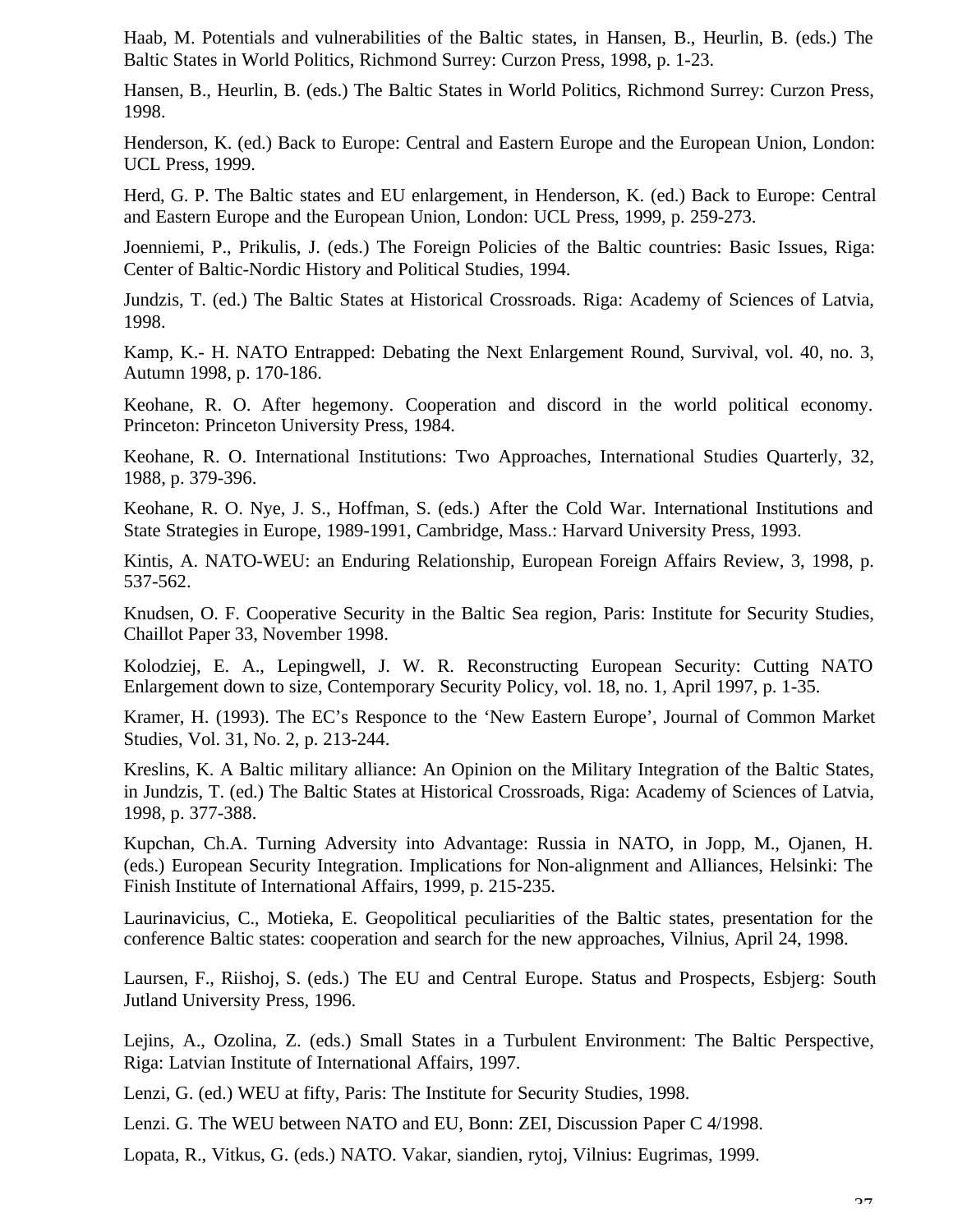Haab, M. Potentials and vulnerabilities of the Baltic states, in Hansen, B., Heurlin, B. (eds.) The Baltic States in World Politics, Richmond Surrey: Curzon Press, 1998, p. 1-23.

Hansen, B., Heurlin, B. (eds.) The Baltic States in World Politics, Richmond Surrey: Curzon Press, 1998.

Henderson, K. (ed.) Back to Europe: Central and Eastern Europe and the European Union, London: UCL Press, 1999.

Herd, G. P. The Baltic states and EU enlargement, in Henderson, K. (ed.) Back to Europe: Central and Eastern Europe and the European Union, London: UCL Press, 1999, p. 259-273.

Joenniemi, P., Prikulis, J. (eds.) The Foreign Policies of the Baltic countries: Basic Issues, Riga: Center of Baltic-Nordic History and Political Studies, 1994.

Jundzis, T. (ed.) The Baltic States at Historical Crossroads. Riga: Academy of Sciences of Latvia, 1998.

Kamp, K.- H. NATO Entrapped: Debating the Next Enlargement Round, Survival, vol. 40, no. 3, Autumn 1998, p. 170-186.

Keohane, R. O. After hegemony. Cooperation and discord in the world political economy. Princeton: Princeton University Press, 1984.

Keohane, R. O. International Institutions: Two Approaches, International Studies Quarterly, 32, 1988, p. 379-396.

Keohane, R. O. Nye, J. S., Hoffman, S. (eds.) After the Cold War. International Institutions and State Strategies in Europe, 1989-1991, Cambridge, Mass.: Harvard University Press, 1993.

Kintis, A. NATO-WEU: an Enduring Relationship, European Foreign Affairs Review, 3, 1998, p. 537-562.

Knudsen, O. F. Cooperative Security in the Baltic Sea region, Paris: Institute for Security Studies, Chaillot Paper 33, November 1998.

Kolodziej, E. A., Lepingwell, J. W. R. Reconstructing European Security: Cutting NATO Enlargement down to size, Contemporary Security Policy, vol. 18, no. 1, April 1997, p. 1-35.

Kramer, H. (1993). The EC's Responce to the 'New Eastern Europe', Journal of Common Market Studies, Vol. 31, No. 2, p. 213-244.

Kreslins, K. A Baltic military alliance: An Opinion on the Military Integration of the Baltic States, in Jundzis, T. (ed.) The Baltic States at Historical Crossroads, Riga: Academy of Sciences of Latvia, 1998, p. 377-388.

Kupchan, Ch.A. Turning Adversity into Advantage: Russia in NATO, in Jopp, M., Ojanen, H. (eds.) European Security Integration. Implications for Non-alignment and Alliances, Helsinki: The Finish Institute of International Affairs, 1999, p. 215-235.

Laurinavicius, C., Motieka, E. Geopolitical peculiarities of the Baltic states, presentation for the conference Baltic states: cooperation and search for the new approaches, Vilnius, April 24, 1998.

Laursen, F., Riishoj, S. (eds.) The EU and Central Europe. Status and Prospects, Esbjerg: South Jutland University Press, 1996.

Lejins, A., Ozolina, Z. (eds.) Small States in a Turbulent Environment: The Baltic Perspective, Riga: Latvian Institute of International Affairs, 1997.

Lenzi, G. (ed.) WEU at fifty, Paris: The Institute for Security Studies, 1998.

Lenzi. G. The WEU between NATO and EU, Bonn: ZEI, Discussion Paper C 4/1998.

Lopata, R., Vitkus, G. (eds.) NATO. Vakar, siandien, rytoj, Vilnius: Eugrimas, 1999.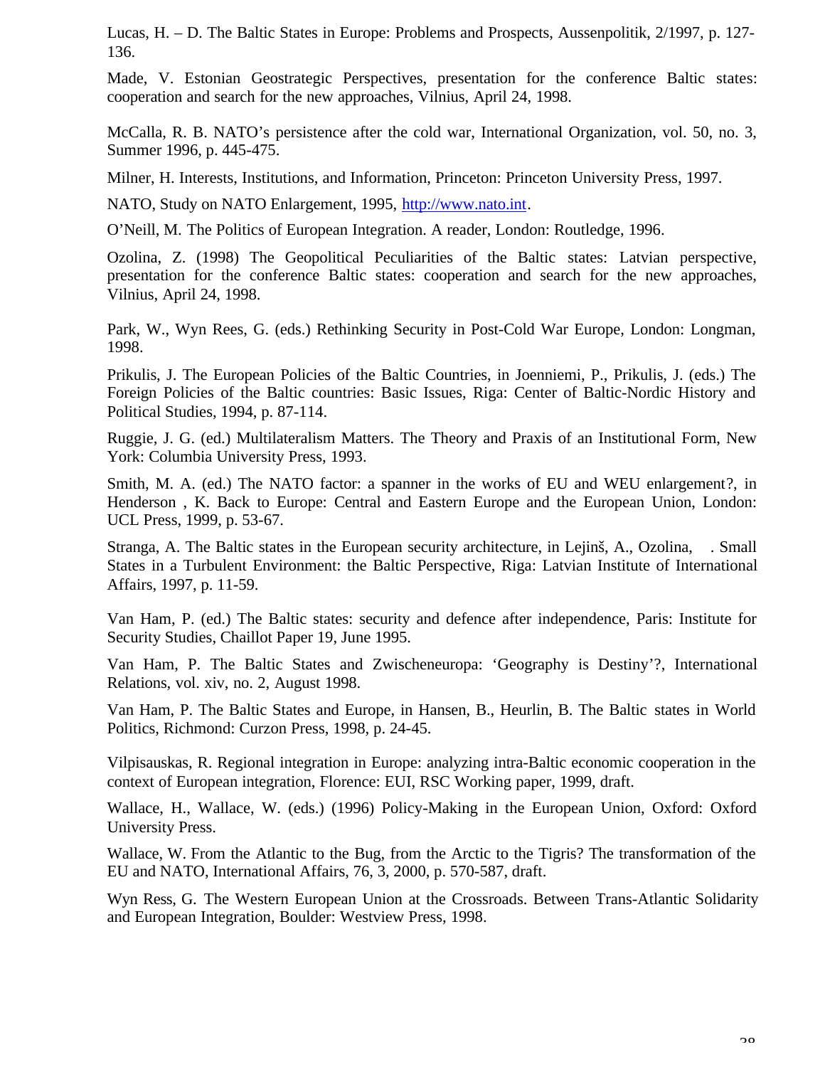Lucas, H. – D. The Baltic States in Europe: Problems and Prospects, Aussenpolitik, 2/1997, p. 127-136.

Made, V. Estonian Geostrategic Perspectives, presentation for the conference Baltic states: cooperation and search for the new approaches, Vilnius, April 24, 1998.

McCalla, R. B. NATO's persistence after the cold war, International Organization, vol. 50, no. 3, Summer 1996, p. 445-475.

Milner, H. Interests, Institutions, and Information, Princeton: Princeton University Press, 1997.

NATO, Study on NATO Enlargement, 1995, http://www.nato.int.

O'Neill, M. The Politics of European Integration. A reader, London: Routledge, 1996.

Ozolina, Z. (1998) The Geopolitical Peculiarities of the Baltic states: Latvian perspective, presentation for the conference Baltic states: cooperation and search for the new approaches, Vilnius, April 24, 1998.

Park, W., Wyn Rees, G. (eds.) Rethinking Security in Post-Cold War Europe, London: Longman, 1998.

Prikulis, J. The European Policies of the Baltic Countries, in Joenniemi, P., Prikulis, J. (eds.) The Foreign Policies of the Baltic countries: Basic Issues, Riga: Center of Baltic-Nordic History and Political Studies, 1994, p. 87-114.

Ruggie, J. G. (ed.) Multilateralism Matters. The Theory and Praxis of an Institutional Form, New York: Columbia University Press, 1993.

Smith, M. A. (ed.) The NATO factor: a spanner in the works of EU and WEU enlargement?, in Henderson , K. Back to Europe: Central and Eastern Europe and the European Union, London: UCL Press, 1999, p. 53-67.

Stranga, A. The Baltic states in the European security architecture, in Lejinš, A., Ozolina, . Small States in a Turbulent Environment: the Baltic Perspective, Riga: Latvian Institute of International Affairs, 1997, p. 11-59.

Van Ham, P. (ed.) The Baltic states: security and defence after independence, Paris: Institute for Security Studies, Chaillot Paper 19, June 1995.

Van Ham, P. The Baltic States and Zwischeneuropa: 'Geography is Destiny'?, International Relations, vol. xiv, no. 2, August 1998.

Van Ham, P. The Baltic States and Europe, in Hansen, B., Heurlin, B. The Baltic states in World Politics, Richmond: Curzon Press, 1998, p. 24-45.

Vilpisauskas, R. Regional integration in Europe: analyzing intra-Baltic economic cooperation in the context of European integration, Florence: EUI, RSC Working paper, 1999, draft.

Wallace, H., Wallace, W. (eds.) (1996) Policy-Making in the European Union, Oxford: Oxford University Press.

Wallace, W. From the Atlantic to the Bug, from the Arctic to the Tigris? The transformation of the EU and NATO, International Affairs, 76, 3, 2000, p. 570-587, draft.

Wyn Ress, G. The Western European Union at the Crossroads. Between Trans-Atlantic Solidarity and European Integration, Boulder: Westview Press, 1998.